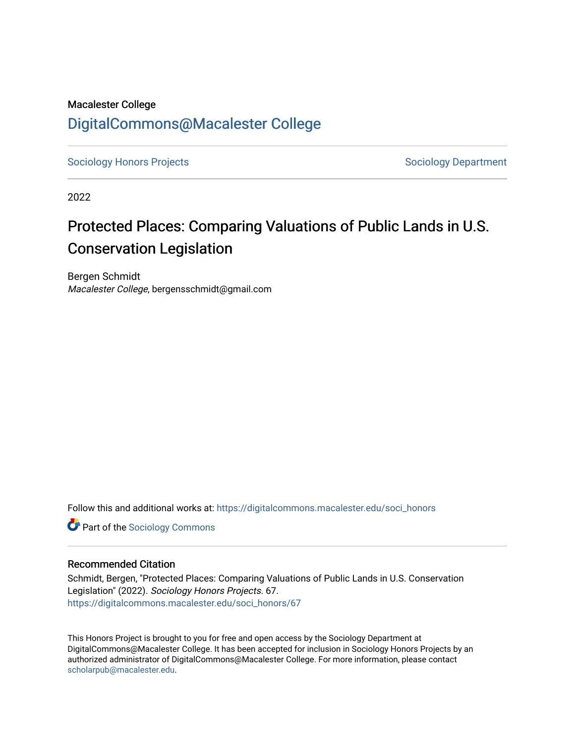Macalester College

## DigitalCommons@Macalester College

Sociology Honors Projects | Sociology Department

2022

# Protected Places: Comparing Valuations of Public Lands in U.S. Conservation Legislation

Bergen Schmidt
*Macalester College*, bergensschmidt@gmail.com

Follow this and additional works at: https://digitalcommons.macalester.edu/soci_honors

Part of the Sociology Commons

### Recommended Citation

Schmidt, Bergen, "Protected Places: Comparing Valuations of Public Lands in U.S. Conservation Legislation" (2022). *Sociology Honors Projects*. 67.
https://digitalcommons.macalester.edu/soci_honors/67

This Honors Project is brought to you for free and open access by the Sociology Department at DigitalCommons@Macalester College. It has been accepted for inclusion in Sociology Honors Projects by an authorized administrator of DigitalCommons@Macalester College. For more information, please contact scholarpub@macalester.edu.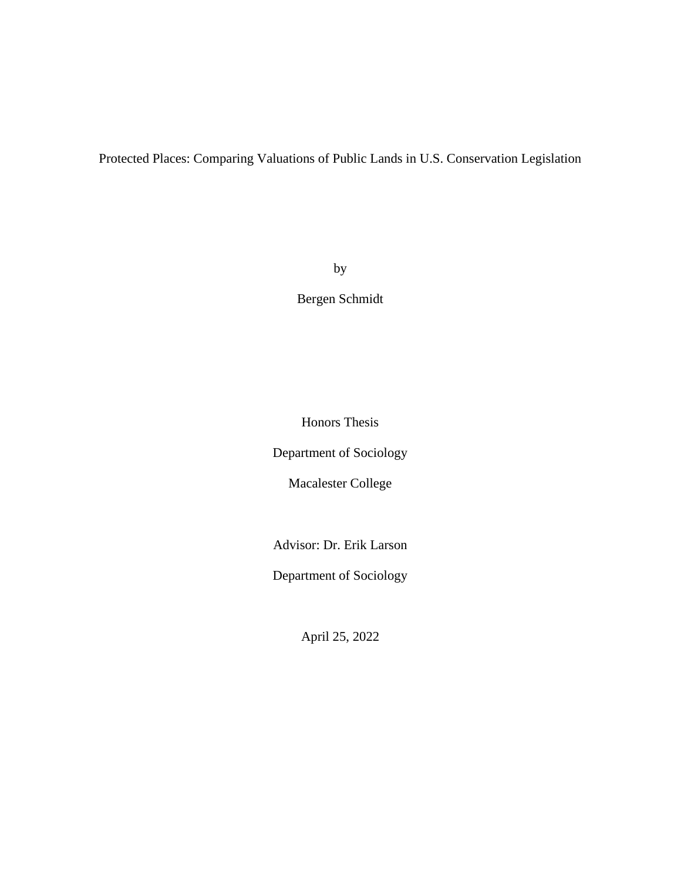# Protected Places: Comparing Valuations of Public Lands in U.S. Conservation Legislation

by

Bergen Schmidt

Honors Thesis

Department of Sociology

Macalester College

Advisor: Dr. Erik Larson

Department of Sociology

April 25, 2022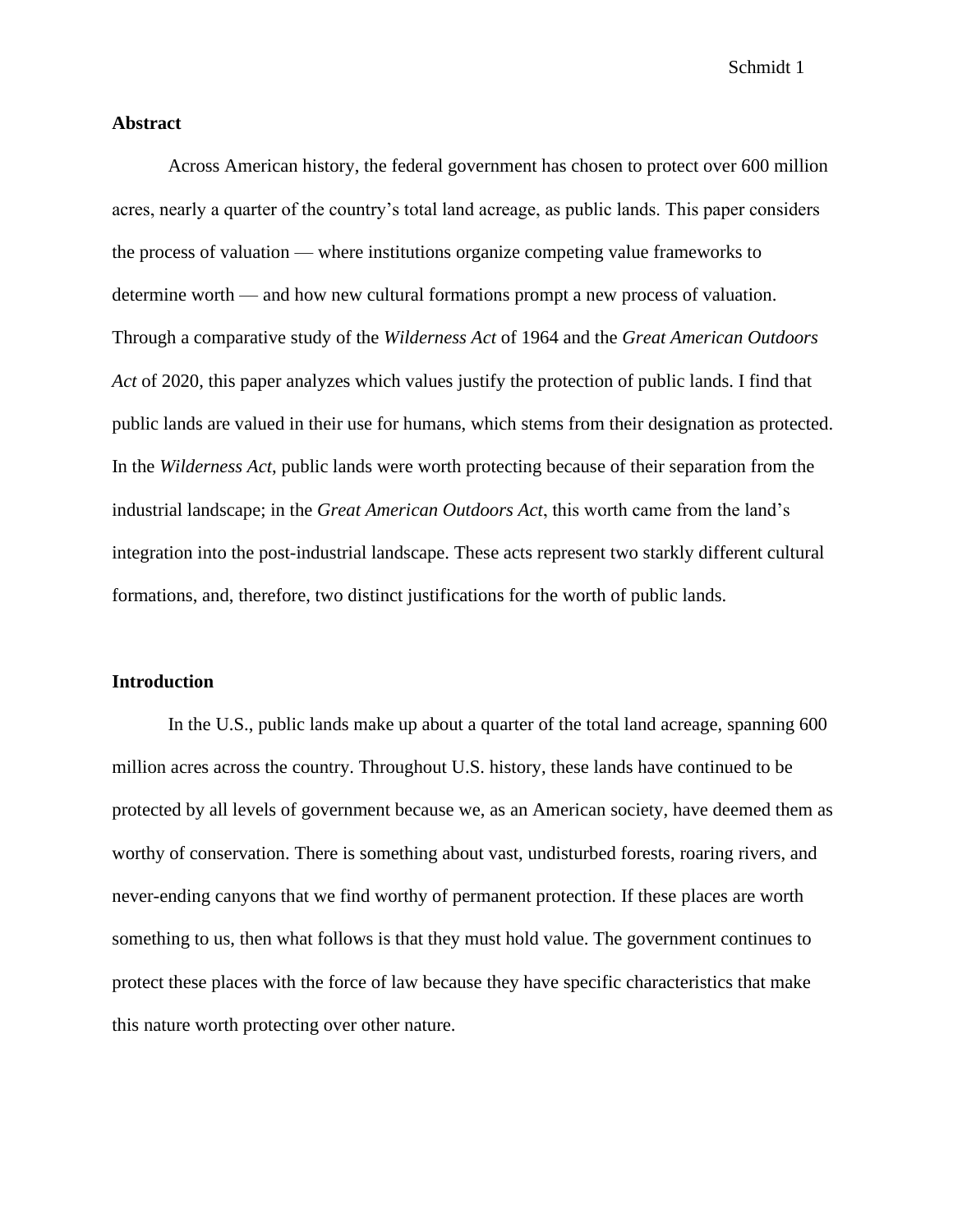## Abstract

Across American history, the federal government has chosen to protect over 600 million acres, nearly a quarter of the country's total land acreage, as public lands. This paper considers the process of valuation — where institutions organize competing value frameworks to determine worth — and how new cultural formations prompt a new process of valuation. Through a comparative study of the *Wilderness Act* of 1964 and the *Great American Outdoors Act* of 2020, this paper analyzes which values justify the protection of public lands. I find that public lands are valued in their use for humans, which stems from their designation as protected. In the *Wilderness Act*, public lands were worth protecting because of their separation from the industrial landscape; in the *Great American Outdoors Act*, this worth came from the land's integration into the post-industrial landscape. These acts represent two starkly different cultural formations, and, therefore, two distinct justifications for the worth of public lands.

## Introduction

In the U.S., public lands make up about a quarter of the total land acreage, spanning 600 million acres across the country. Throughout U.S. history, these lands have continued to be protected by all levels of government because we, as an American society, have deemed them as worthy of conservation. There is something about vast, undisturbed forests, roaring rivers, and never-ending canyons that we find worthy of permanent protection. If these places are worth something to us, then what follows is that they must hold value. The government continues to protect these places with the force of law because they have specific characteristics that make this nature worth protecting over other nature.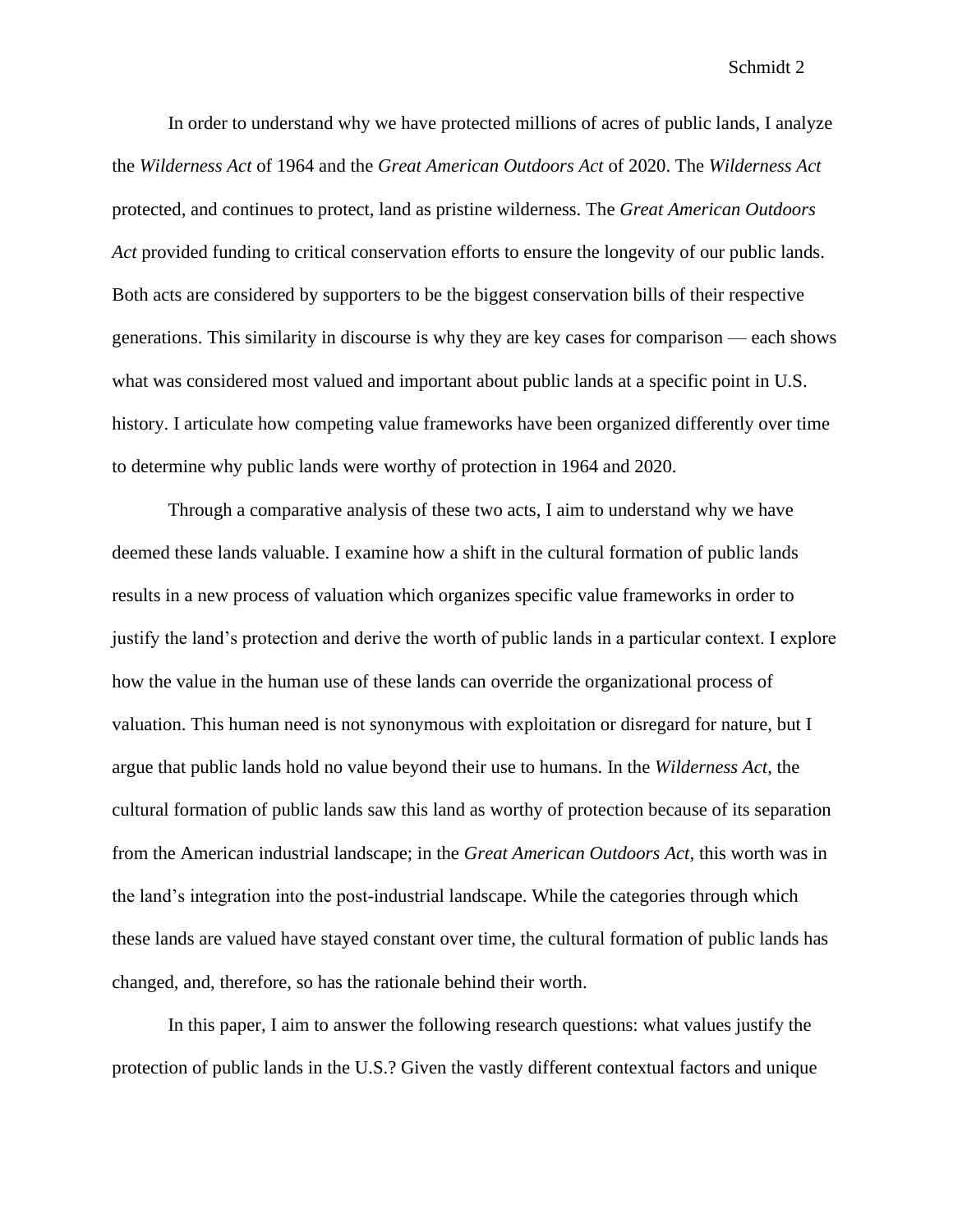In order to understand why we have protected millions of acres of public lands, I analyze the *Wilderness Act* of 1964 and the *Great American Outdoors Act* of 2020. The *Wilderness Act* protected, and continues to protect, land as pristine wilderness. The *Great American Outdoors Act* provided funding to critical conservation efforts to ensure the longevity of our public lands. Both acts are considered by supporters to be the biggest conservation bills of their respective generations. This similarity in discourse is why they are key cases for comparison — each shows what was considered most valued and important about public lands at a specific point in U.S. history. I articulate how competing value frameworks have been organized differently over time to determine why public lands were worthy of protection in 1964 and 2020.

Through a comparative analysis of these two acts, I aim to understand why we have deemed these lands valuable. I examine how a shift in the cultural formation of public lands results in a new process of valuation which organizes specific value frameworks in order to justify the land's protection and derive the worth of public lands in a particular context. I explore how the value in the human use of these lands can override the organizational process of valuation. This human need is not synonymous with exploitation or disregard for nature, but I argue that public lands hold no value beyond their use to humans. In the *Wilderness Act*, the cultural formation of public lands saw this land as worthy of protection because of its separation from the American industrial landscape; in the *Great American Outdoors Act*, this worth was in the land's integration into the post-industrial landscape. While the categories through which these lands are valued have stayed constant over time, the cultural formation of public lands has changed, and, therefore, so has the rationale behind their worth.

In this paper, I aim to answer the following research questions: what values justify the protection of public lands in the U.S.? Given the vastly different contextual factors and unique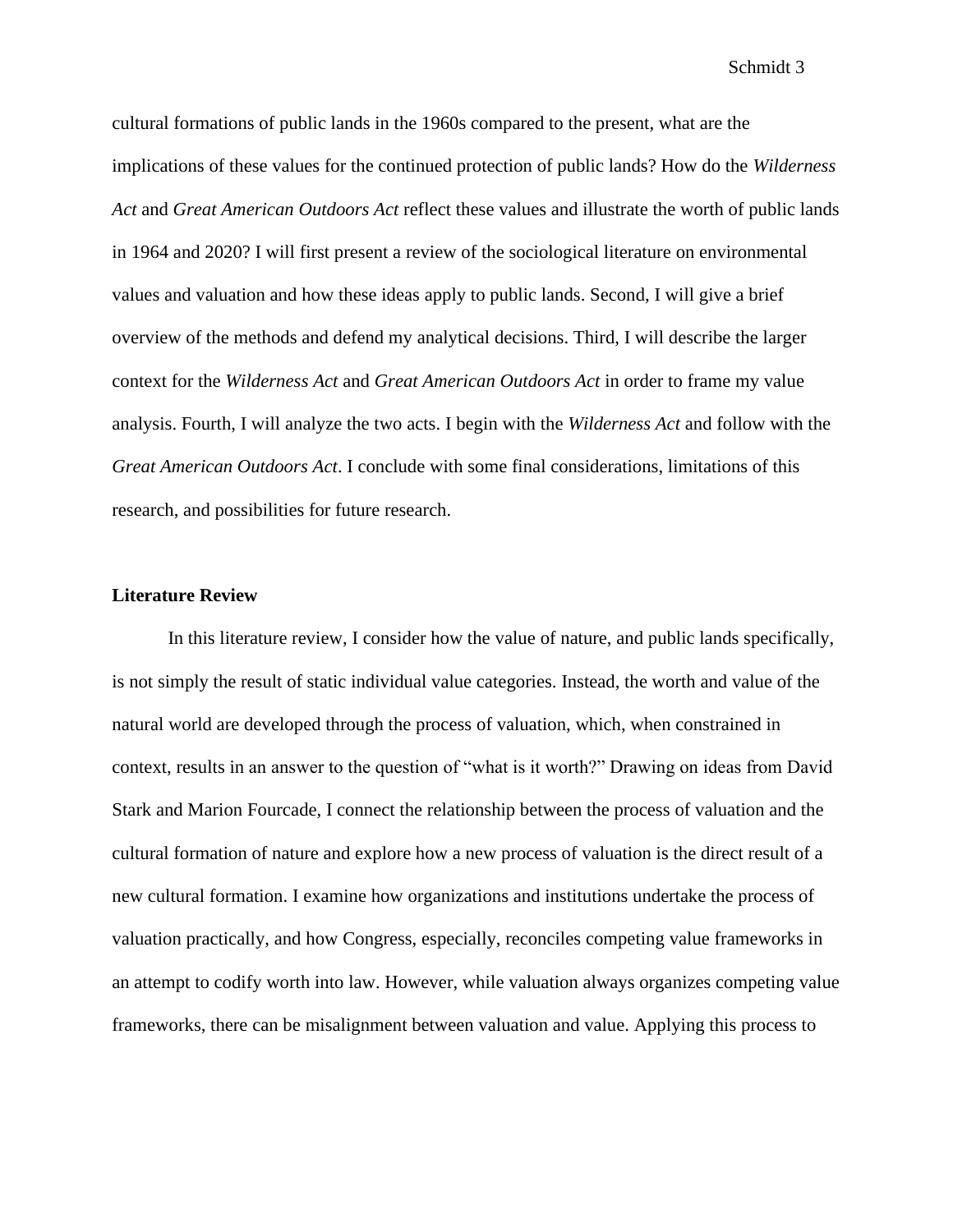cultural formations of public lands in the 1960s compared to the present, what are the implications of these values for the continued protection of public lands? How do the *Wilderness Act* and *Great American Outdoors Act* reflect these values and illustrate the worth of public lands in 1964 and 2020? I will first present a review of the sociological literature on environmental values and valuation and how these ideas apply to public lands. Second, I will give a brief overview of the methods and defend my analytical decisions. Third, I will describe the larger context for the *Wilderness Act* and *Great American Outdoors Act* in order to frame my value analysis. Fourth, I will analyze the two acts. I begin with the *Wilderness Act* and follow with the *Great American Outdoors Act*. I conclude with some final considerations, limitations of this research, and possibilities for future research.

## Literature Review

In this literature review, I consider how the value of nature, and public lands specifically, is not simply the result of static individual value categories. Instead, the worth and value of the natural world are developed through the process of valuation, which, when constrained in context, results in an answer to the question of "what is it worth?" Drawing on ideas from David Stark and Marion Fourcade, I connect the relationship between the process of valuation and the cultural formation of nature and explore how a new process of valuation is the direct result of a new cultural formation. I examine how organizations and institutions undertake the process of valuation practically, and how Congress, especially, reconciles competing value frameworks in an attempt to codify worth into law. However, while valuation always organizes competing value frameworks, there can be misalignment between valuation and value. Applying this process to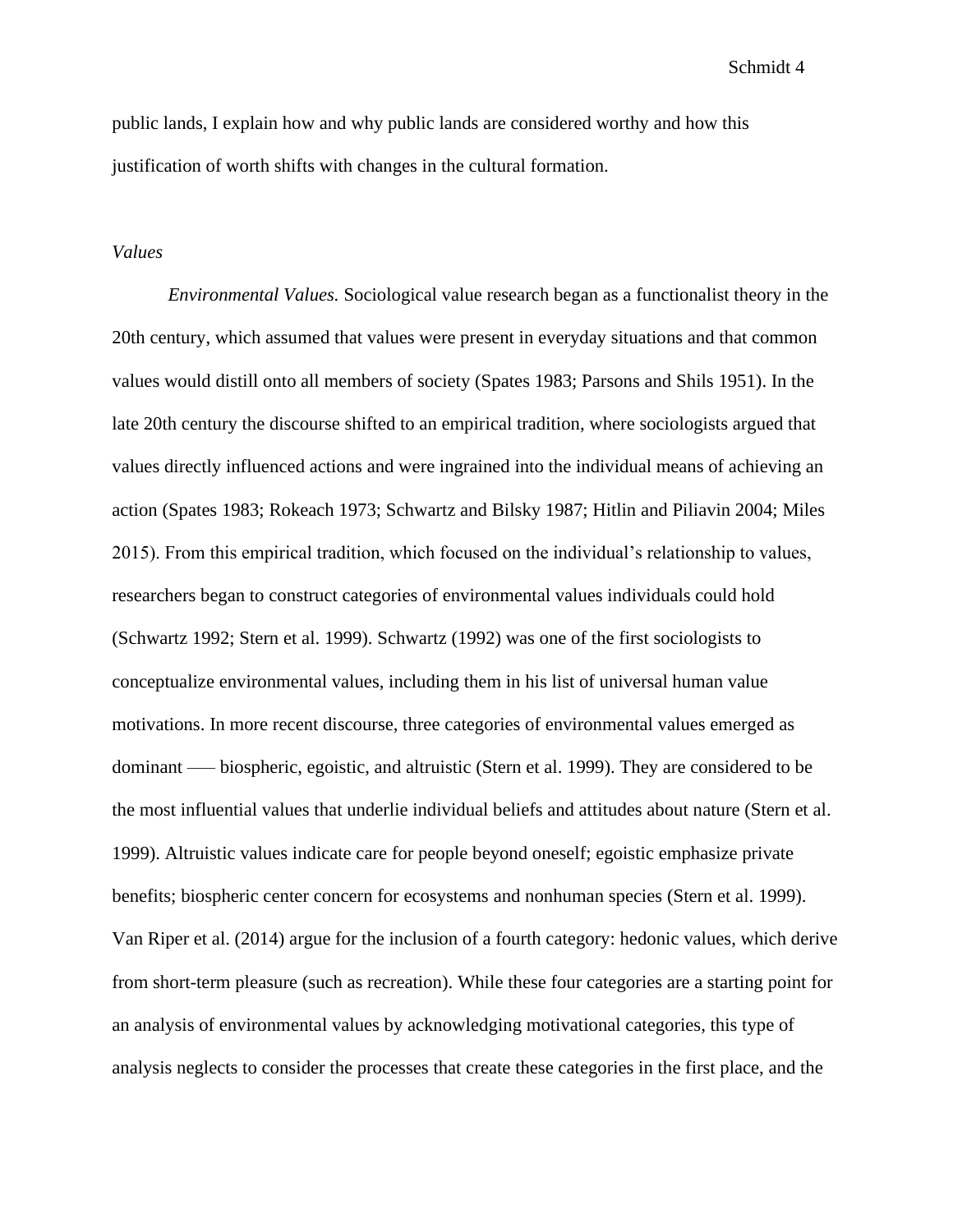public lands, I explain how and why public lands are considered worthy and how this justification of worth shifts with changes in the cultural formation.

### *Values*

*Environmental Values.* Sociological value research began as a functionalist theory in the 20th century, which assumed that values were present in everyday situations and that common values would distill onto all members of society (Spates 1983; Parsons and Shils 1951). In the late 20th century the discourse shifted to an empirical tradition, where sociologists argued that values directly influenced actions and were ingrained into the individual means of achieving an action (Spates 1983; Rokeach 1973; Schwartz and Bilsky 1987; Hitlin and Piliavin 2004; Miles 2015). From this empirical tradition, which focused on the individual's relationship to values, researchers began to construct categories of environmental values individuals could hold (Schwartz 1992; Stern et al. 1999). Schwartz (1992) was one of the first sociologists to conceptualize environmental values, including them in his list of universal human value motivations. In more recent discourse, three categories of environmental values emerged as dominant —– biospheric, egoistic, and altruistic (Stern et al. 1999). They are considered to be the most influential values that underlie individual beliefs and attitudes about nature (Stern et al. 1999). Altruistic values indicate care for people beyond oneself; egoistic emphasize private benefits; biospheric center concern for ecosystems and nonhuman species (Stern et al. 1999). Van Riper et al. (2014) argue for the inclusion of a fourth category: hedonic values, which derive from short-term pleasure (such as recreation). While these four categories are a starting point for an analysis of environmental values by acknowledging motivational categories, this type of analysis neglects to consider the processes that create these categories in the first place, and the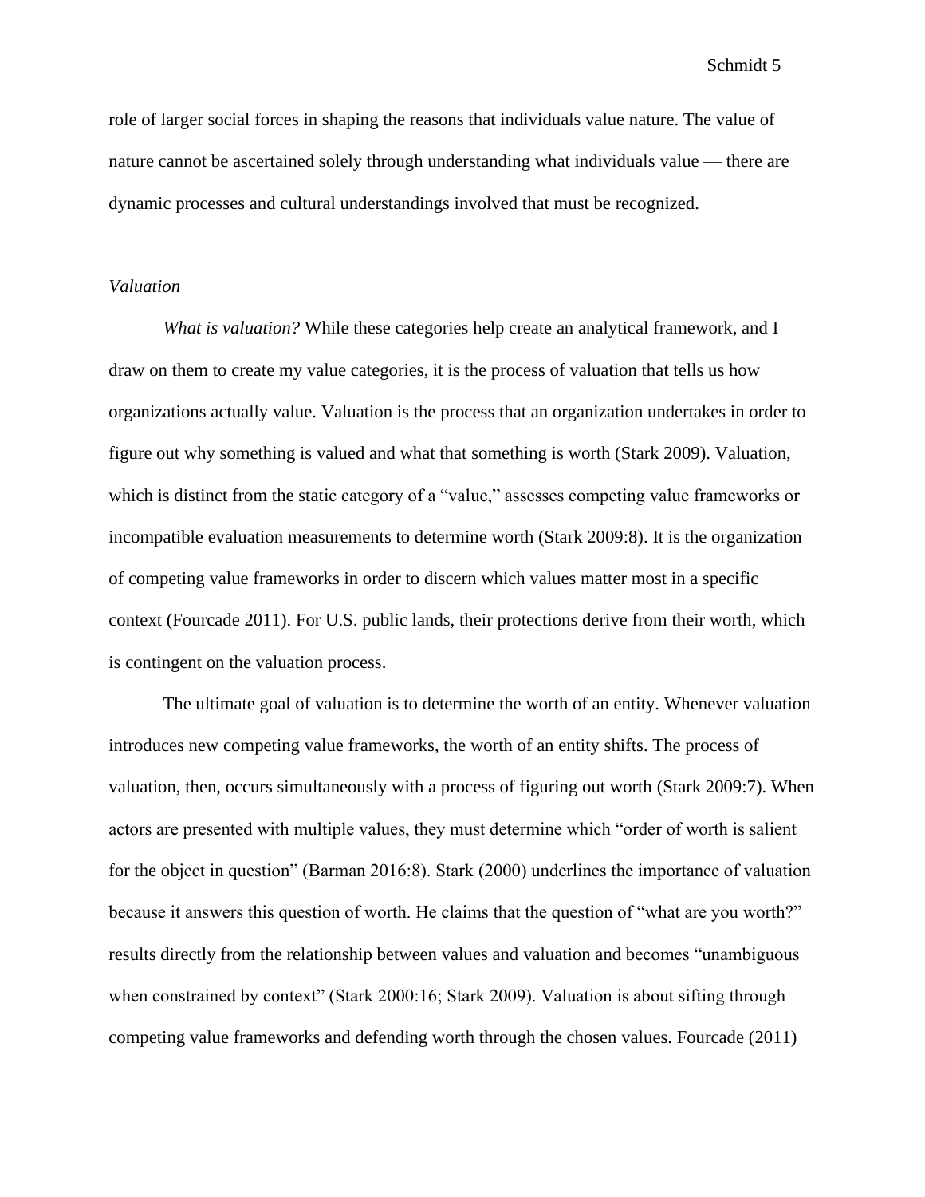role of larger social forces in shaping the reasons that individuals value nature. The value of nature cannot be ascertained solely through understanding what individuals value — there are dynamic processes and cultural understandings involved that must be recognized.

*Valuation*

*What is valuation?* While these categories help create an analytical framework, and I draw on them to create my value categories, it is the process of valuation that tells us how organizations actually value. Valuation is the process that an organization undertakes in order to figure out why something is valued and what that something is worth (Stark 2009). Valuation, which is distinct from the static category of a "value," assesses competing value frameworks or incompatible evaluation measurements to determine worth (Stark 2009:8). It is the organization of competing value frameworks in order to discern which values matter most in a specific context (Fourcade 2011). For U.S. public lands, their protections derive from their worth, which is contingent on the valuation process.

The ultimate goal of valuation is to determine the worth of an entity. Whenever valuation introduces new competing value frameworks, the worth of an entity shifts. The process of valuation, then, occurs simultaneously with a process of figuring out worth (Stark 2009:7). When actors are presented with multiple values, they must determine which "order of worth is salient for the object in question" (Barman 2016:8). Stark (2000) underlines the importance of valuation because it answers this question of worth. He claims that the question of "what are you worth?" results directly from the relationship between values and valuation and becomes "unambiguous when constrained by context" (Stark 2000:16; Stark 2009). Valuation is about sifting through competing value frameworks and defending worth through the chosen values. Fourcade (2011)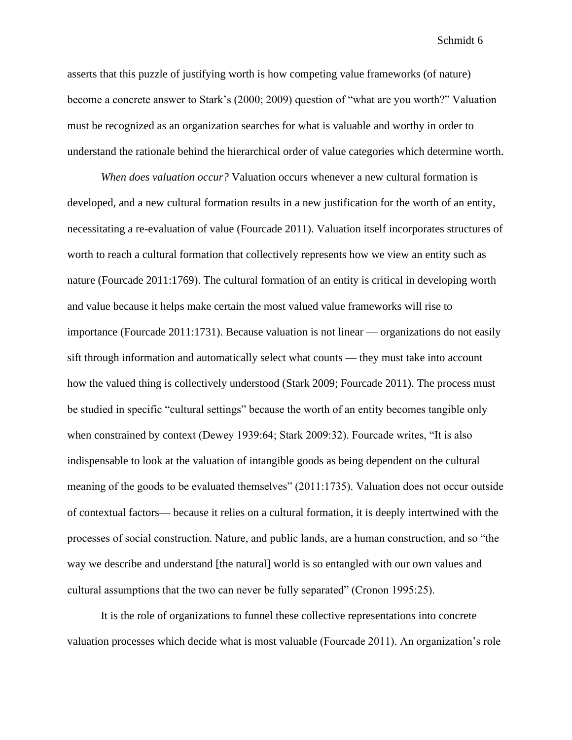asserts that this puzzle of justifying worth is how competing value frameworks (of nature) become a concrete answer to Stark's (2000; 2009) question of "what are you worth?" Valuation must be recognized as an organization searches for what is valuable and worthy in order to understand the rationale behind the hierarchical order of value categories which determine worth.

*When does valuation occur?* Valuation occurs whenever a new cultural formation is developed, and a new cultural formation results in a new justification for the worth of an entity, necessitating a re-evaluation of value (Fourcade 2011). Valuation itself incorporates structures of worth to reach a cultural formation that collectively represents how we view an entity such as nature (Fourcade 2011:1769). The cultural formation of an entity is critical in developing worth and value because it helps make certain the most valued value frameworks will rise to importance (Fourcade 2011:1731). Because valuation is not linear — organizations do not easily sift through information and automatically select what counts — they must take into account how the valued thing is collectively understood (Stark 2009; Fourcade 2011). The process must be studied in specific "cultural settings" because the worth of an entity becomes tangible only when constrained by context (Dewey 1939:64; Stark 2009:32). Fourcade writes, "It is also indispensable to look at the valuation of intangible goods as being dependent on the cultural meaning of the goods to be evaluated themselves" (2011:1735). Valuation does not occur outside of contextual factors— because it relies on a cultural formation, it is deeply intertwined with the processes of social construction. Nature, and public lands, are a human construction, and so "the way we describe and understand [the natural] world is so entangled with our own values and cultural assumptions that the two can never be fully separated" (Cronon 1995:25).

It is the role of organizations to funnel these collective representations into concrete valuation processes which decide what is most valuable (Fourcade 2011). An organization's role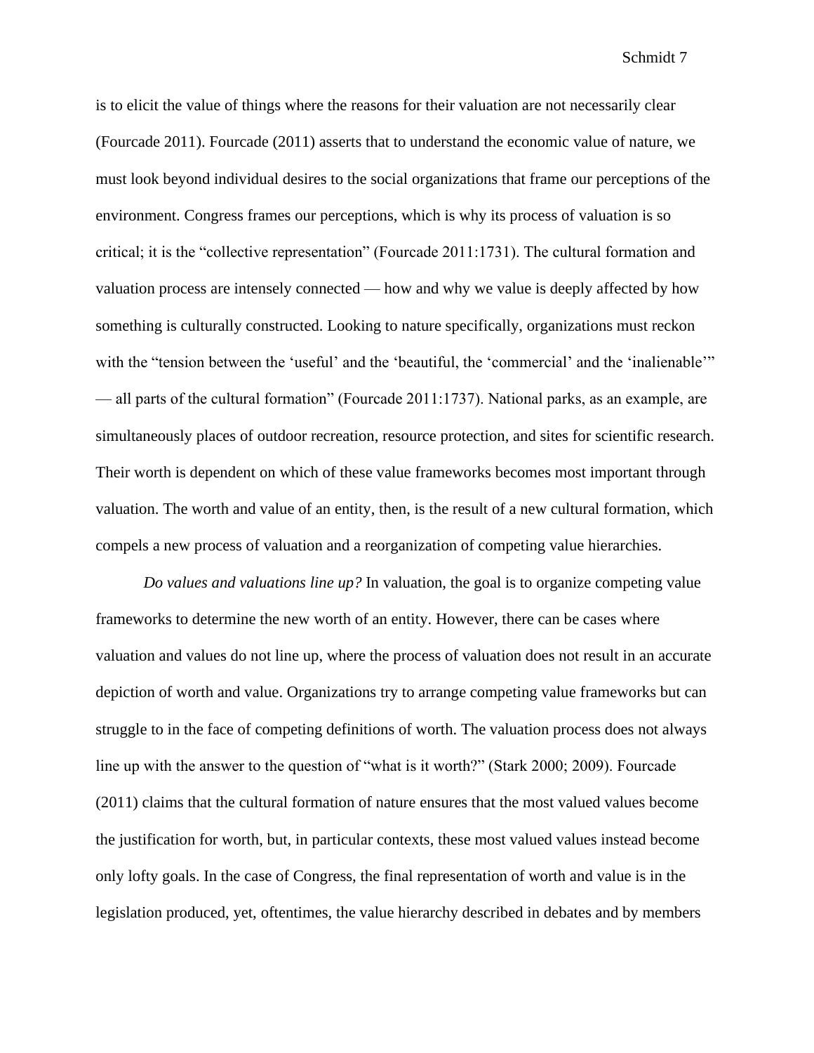is to elicit the value of things where the reasons for their valuation are not necessarily clear (Fourcade 2011). Fourcade (2011) asserts that to understand the economic value of nature, we must look beyond individual desires to the social organizations that frame our perceptions of the environment. Congress frames our perceptions, which is why its process of valuation is so critical; it is the "collective representation" (Fourcade 2011:1731). The cultural formation and valuation process are intensely connected — how and why we value is deeply affected by how something is culturally constructed. Looking to nature specifically, organizations must reckon with the "tension between the 'useful' and the 'beautiful, the 'commercial' and the 'inalienable'" — all parts of the cultural formation" (Fourcade 2011:1737). National parks, as an example, are simultaneously places of outdoor recreation, resource protection, and sites for scientific research. Their worth is dependent on which of these value frameworks becomes most important through valuation. The worth and value of an entity, then, is the result of a new cultural formation, which compels a new process of valuation and a reorganization of competing value hierarchies.

*Do values and valuations line up?* In valuation, the goal is to organize competing value frameworks to determine the new worth of an entity. However, there can be cases where valuation and values do not line up, where the process of valuation does not result in an accurate depiction of worth and value. Organizations try to arrange competing value frameworks but can struggle to in the face of competing definitions of worth. The valuation process does not always line up with the answer to the question of "what is it worth?" (Stark 2000; 2009). Fourcade (2011) claims that the cultural formation of nature ensures that the most valued values become the justification for worth, but, in particular contexts, these most valued values instead become only lofty goals. In the case of Congress, the final representation of worth and value is in the legislation produced, yet, oftentimes, the value hierarchy described in debates and by members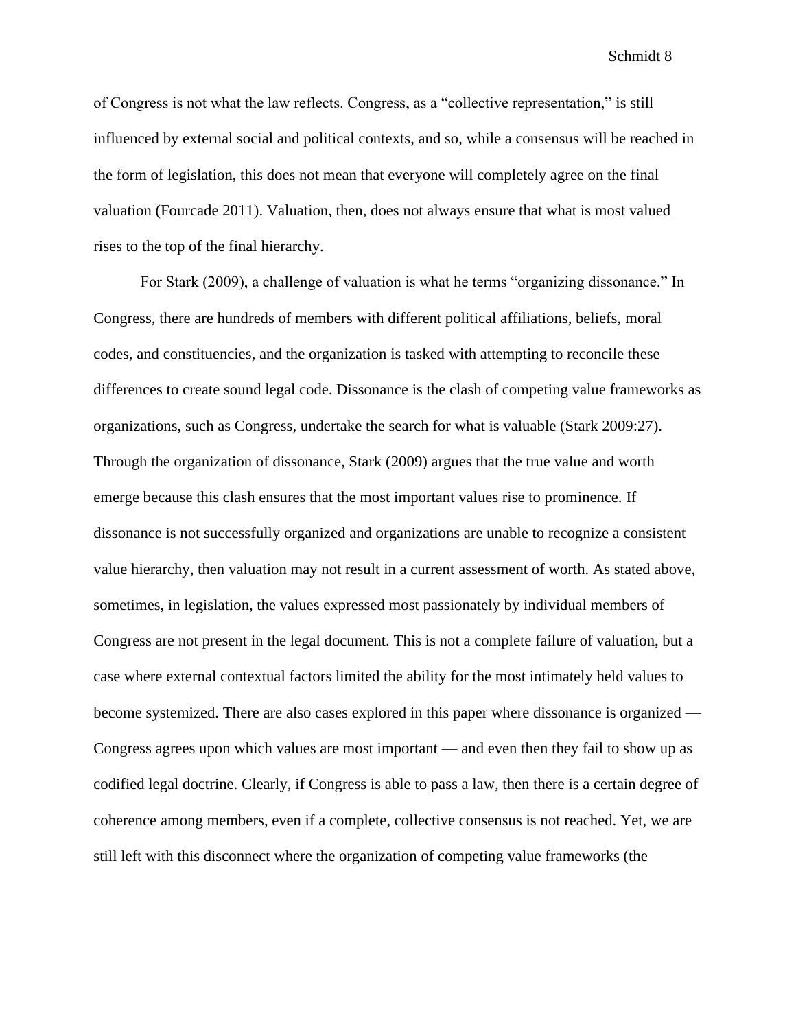of Congress is not what the law reflects. Congress, as a "collective representation," is still influenced by external social and political contexts, and so, while a consensus will be reached in the form of legislation, this does not mean that everyone will completely agree on the final valuation (Fourcade 2011). Valuation, then, does not always ensure that what is most valued rises to the top of the final hierarchy.

For Stark (2009), a challenge of valuation is what he terms "organizing dissonance." In Congress, there are hundreds of members with different political affiliations, beliefs, moral codes, and constituencies, and the organization is tasked with attempting to reconcile these differences to create sound legal code. Dissonance is the clash of competing value frameworks as organizations, such as Congress, undertake the search for what is valuable (Stark 2009:27). Through the organization of dissonance, Stark (2009) argues that the true value and worth emerge because this clash ensures that the most important values rise to prominence. If dissonance is not successfully organized and organizations are unable to recognize a consistent value hierarchy, then valuation may not result in a current assessment of worth. As stated above, sometimes, in legislation, the values expressed most passionately by individual members of Congress are not present in the legal document. This is not a complete failure of valuation, but a case where external contextual factors limited the ability for the most intimately held values to become systemized. There are also cases explored in this paper where dissonance is organized — Congress agrees upon which values are most important — and even then they fail to show up as codified legal doctrine. Clearly, if Congress is able to pass a law, then there is a certain degree of coherence among members, even if a complete, collective consensus is not reached. Yet, we are still left with this disconnect where the organization of competing value frameworks (the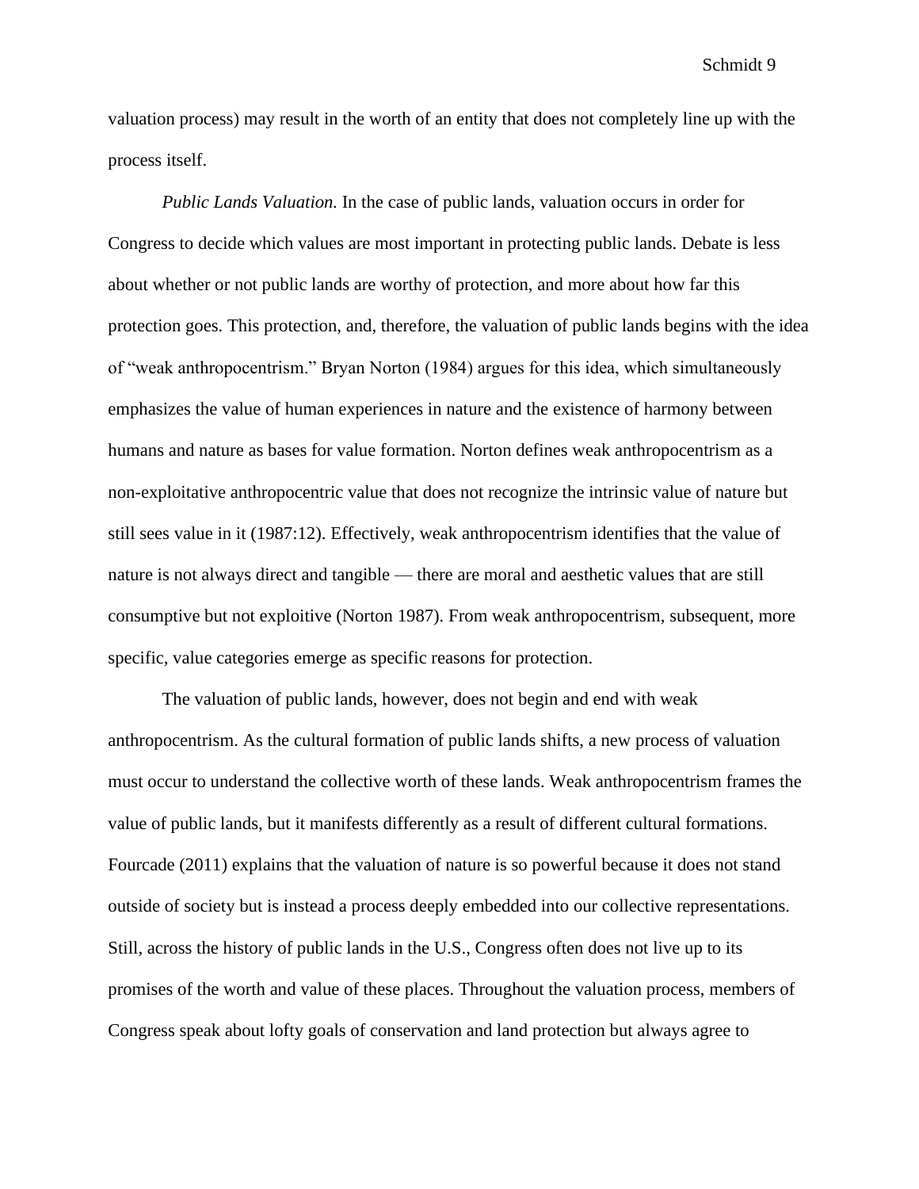valuation process) may result in the worth of an entity that does not completely line up with the process itself.

*Public Lands Valuation.* In the case of public lands, valuation occurs in order for Congress to decide which values are most important in protecting public lands. Debate is less about whether or not public lands are worthy of protection, and more about how far this protection goes. This protection, and, therefore, the valuation of public lands begins with the idea of "weak anthropocentrism." Bryan Norton (1984) argues for this idea, which simultaneously emphasizes the value of human experiences in nature and the existence of harmony between humans and nature as bases for value formation. Norton defines weak anthropocentrism as a non-exploitative anthropocentric value that does not recognize the intrinsic value of nature but still sees value in it (1987:12). Effectively, weak anthropocentrism identifies that the value of nature is not always direct and tangible — there are moral and aesthetic values that are still consumptive but not exploitive (Norton 1987). From weak anthropocentrism, subsequent, more specific, value categories emerge as specific reasons for protection.

The valuation of public lands, however, does not begin and end with weak anthropocentrism. As the cultural formation of public lands shifts, a new process of valuation must occur to understand the collective worth of these lands. Weak anthropocentrism frames the value of public lands, but it manifests differently as a result of different cultural formations. Fourcade (2011) explains that the valuation of nature is so powerful because it does not stand outside of society but is instead a process deeply embedded into our collective representations. Still, across the history of public lands in the U.S., Congress often does not live up to its promises of the worth and value of these places. Throughout the valuation process, members of Congress speak about lofty goals of conservation and land protection but always agree to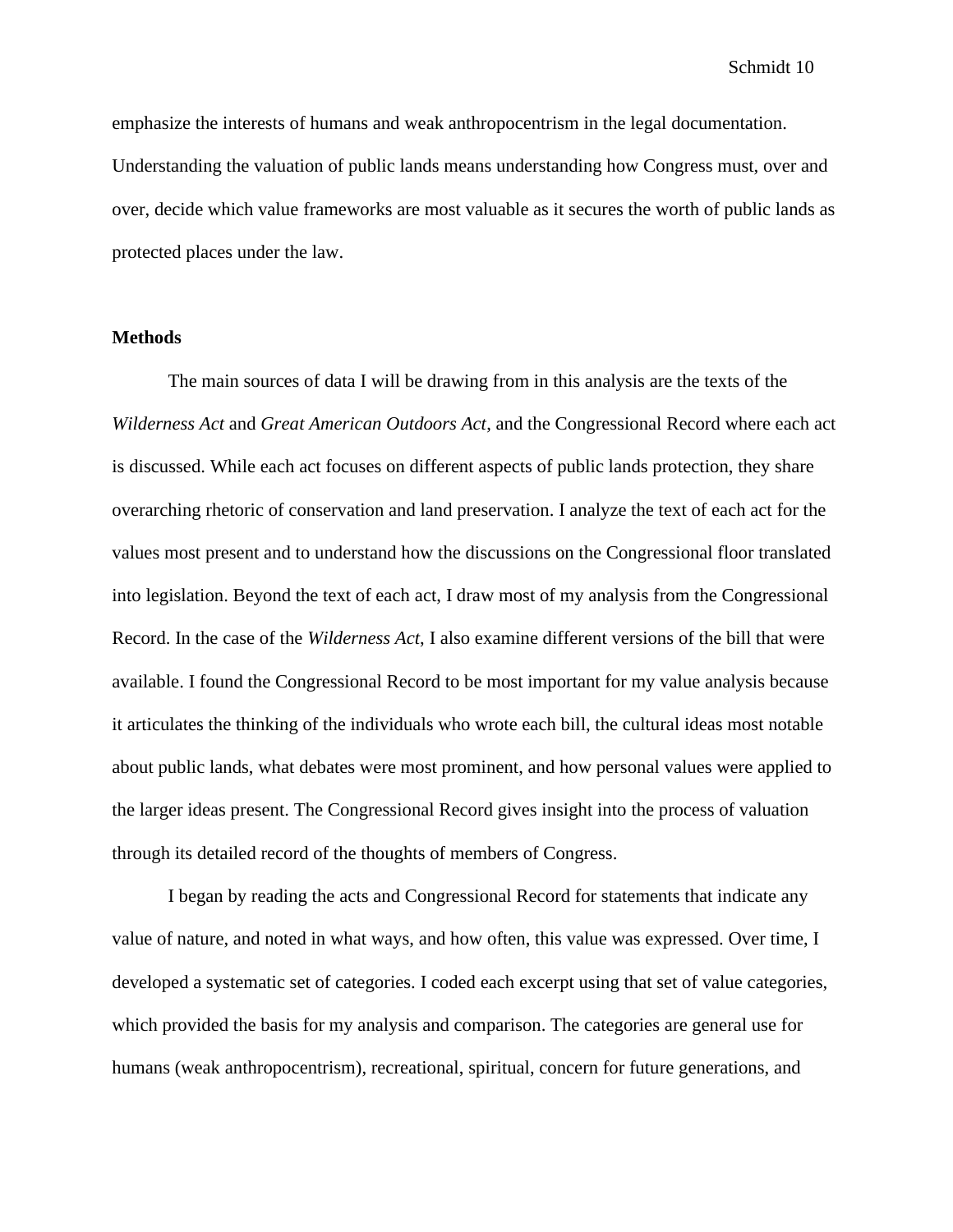emphasize the interests of humans and weak anthropocentrism in the legal documentation. Understanding the valuation of public lands means understanding how Congress must, over and over, decide which value frameworks are most valuable as it secures the worth of public lands as protected places under the law.

**Methods**

The main sources of data I will be drawing from in this analysis are the texts of the *Wilderness Act* and *Great American Outdoors Act*, and the Congressional Record where each act is discussed. While each act focuses on different aspects of public lands protection, they share overarching rhetoric of conservation and land preservation. I analyze the text of each act for the values most present and to understand how the discussions on the Congressional floor translated into legislation. Beyond the text of each act, I draw most of my analysis from the Congressional Record. In the case of the *Wilderness Act,* I also examine different versions of the bill that were available. I found the Congressional Record to be most important for my value analysis because it articulates the thinking of the individuals who wrote each bill, the cultural ideas most notable about public lands, what debates were most prominent, and how personal values were applied to the larger ideas present. The Congressional Record gives insight into the process of valuation through its detailed record of the thoughts of members of Congress.

I began by reading the acts and Congressional Record for statements that indicate any value of nature, and noted in what ways, and how often, this value was expressed. Over time, I developed a systematic set of categories. I coded each excerpt using that set of value categories, which provided the basis for my analysis and comparison. The categories are general use for humans (weak anthropocentrism), recreational, spiritual, concern for future generations, and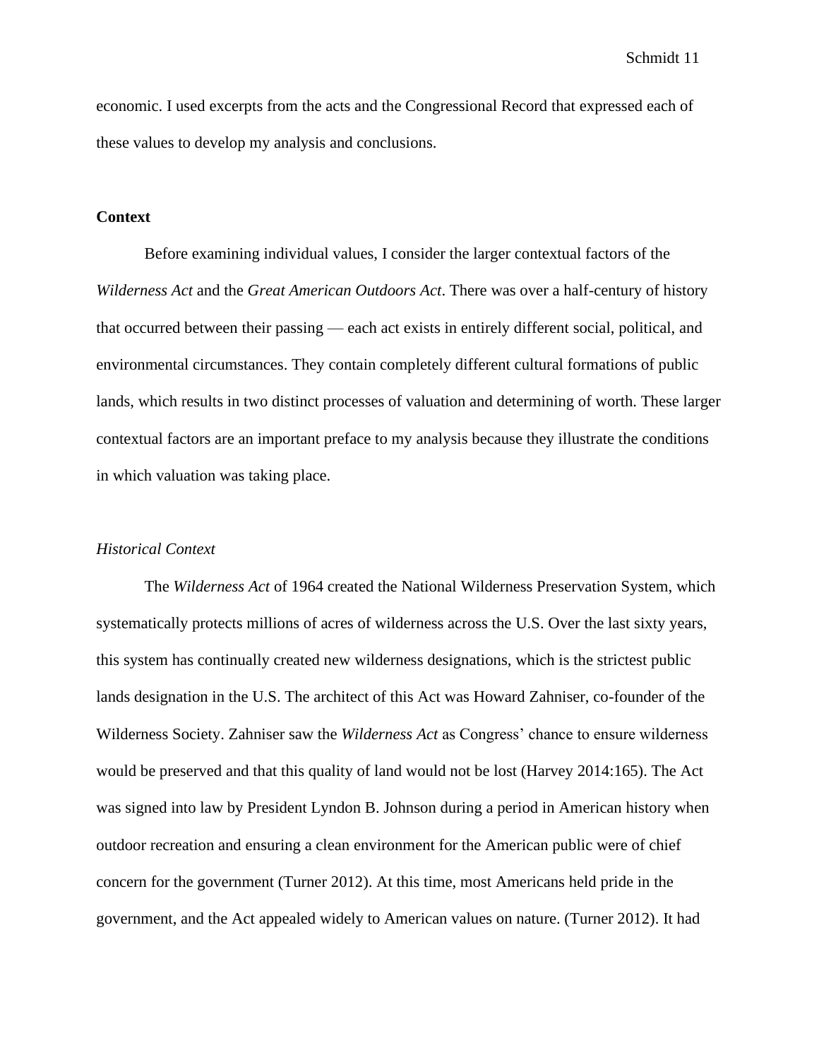economic. I used excerpts from the acts and the Congressional Record that expressed each of these values to develop my analysis and conclusions.

## Context

Before examining individual values, I consider the larger contextual factors of the *Wilderness Act* and the *Great American Outdoors Act*. There was over a half-century of history that occurred between their passing — each act exists in entirely different social, political, and environmental circumstances. They contain completely different cultural formations of public lands, which results in two distinct processes of valuation and determining of worth. These larger contextual factors are an important preface to my analysis because they illustrate the conditions in which valuation was taking place.

### *Historical Context*

The *Wilderness Act* of 1964 created the National Wilderness Preservation System, which systematically protects millions of acres of wilderness across the U.S. Over the last sixty years, this system has continually created new wilderness designations, which is the strictest public lands designation in the U.S. The architect of this Act was Howard Zahniser, co-founder of the Wilderness Society. Zahniser saw the *Wilderness Act* as Congress' chance to ensure wilderness would be preserved and that this quality of land would not be lost (Harvey 2014:165). The Act was signed into law by President Lyndon B. Johnson during a period in American history when outdoor recreation and ensuring a clean environment for the American public were of chief concern for the government (Turner 2012). At this time, most Americans held pride in the government, and the Act appealed widely to American values on nature. (Turner 2012). It had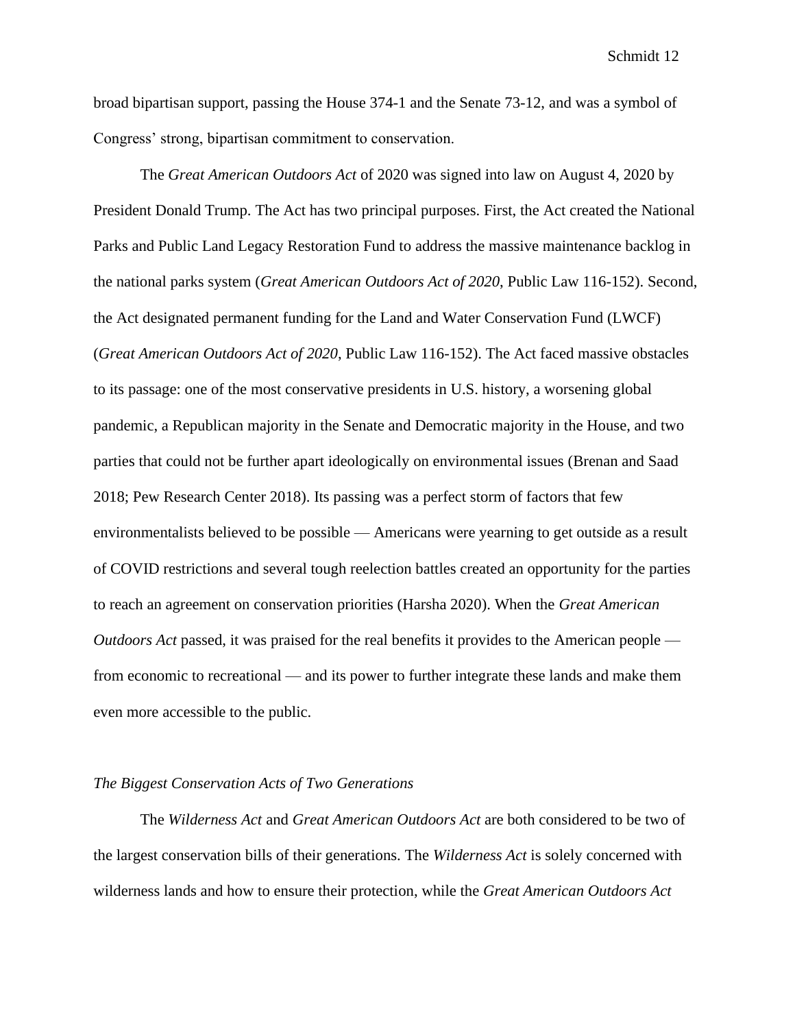broad bipartisan support, passing the House 374-1 and the Senate 73-12, and was a symbol of Congress' strong, bipartisan commitment to conservation.

The *Great American Outdoors Act* of 2020 was signed into law on August 4, 2020 by President Donald Trump. The Act has two principal purposes. First, the Act created the National Parks and Public Land Legacy Restoration Fund to address the massive maintenance backlog in the national parks system (*Great American Outdoors Act of 2020*, Public Law 116-152). Second, the Act designated permanent funding for the Land and Water Conservation Fund (LWCF) (*Great American Outdoors Act of 2020*, Public Law 116-152). The Act faced massive obstacles to its passage: one of the most conservative presidents in U.S. history, a worsening global pandemic, a Republican majority in the Senate and Democratic majority in the House, and two parties that could not be further apart ideologically on environmental issues (Brenan and Saad 2018; Pew Research Center 2018). Its passing was a perfect storm of factors that few environmentalists believed to be possible — Americans were yearning to get outside as a result of COVID restrictions and several tough reelection battles created an opportunity for the parties to reach an agreement on conservation priorities (Harsha 2020). When the *Great American Outdoors Act* passed, it was praised for the real benefits it provides to the American people — from economic to recreational — and its power to further integrate these lands and make them even more accessible to the public.

*The Biggest Conservation Acts of Two Generations*

The *Wilderness Act* and *Great American Outdoors Act* are both considered to be two of the largest conservation bills of their generations. The *Wilderness Act* is solely concerned with wilderness lands and how to ensure their protection, while the *Great American Outdoors Act*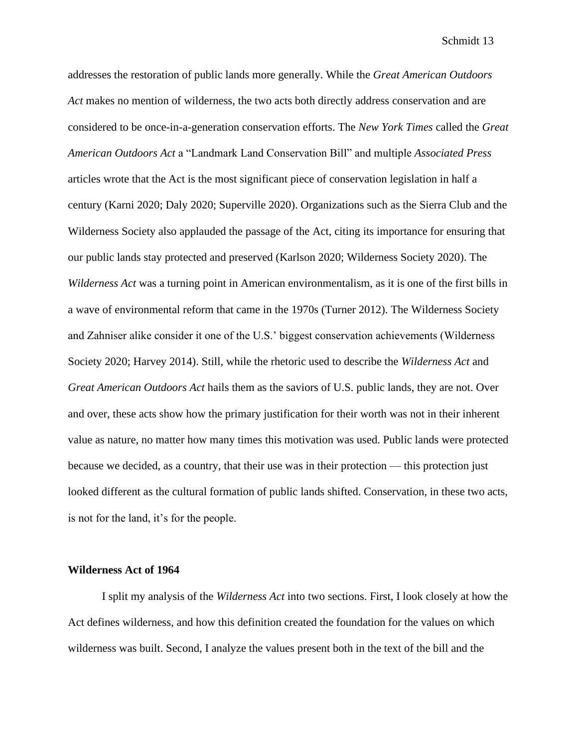addresses the restoration of public lands more generally. While the *Great American Outdoors Act* makes no mention of wilderness, the two acts both directly address conservation and are considered to be once-in-a-generation conservation efforts. The *New York Times* called the *Great American Outdoors Act* a "Landmark Land Conservation Bill" and multiple *Associated Press* articles wrote that the Act is the most significant piece of conservation legislation in half a century (Karni 2020; Daly 2020; Superville 2020). Organizations such as the Sierra Club and the Wilderness Society also applauded the passage of the Act, citing its importance for ensuring that our public lands stay protected and preserved (Karlson 2020; Wilderness Society 2020). The *Wilderness Act* was a turning point in American environmentalism, as it is one of the first bills in a wave of environmental reform that came in the 1970s (Turner 2012). The Wilderness Society and Zahniser alike consider it one of the U.S.' biggest conservation achievements (Wilderness Society 2020; Harvey 2014). Still, while the rhetoric used to describe the *Wilderness Act* and *Great American Outdoors Act* hails them as the saviors of U.S. public lands, they are not. Over and over, these acts show how the primary justification for their worth was not in their inherent value as nature, no matter how many times this motivation was used. Public lands were protected because we decided, as a country, that their use was in their protection — this protection just looked different as the cultural formation of public lands shifted. Conservation, in these two acts, is not for the land, it's for the people.

**Wilderness Act of 1964**

I split my analysis of the *Wilderness Act* into two sections. First, I look closely at how the Act defines wilderness, and how this definition created the foundation for the values on which wilderness was built. Second, I analyze the values present both in the text of the bill and the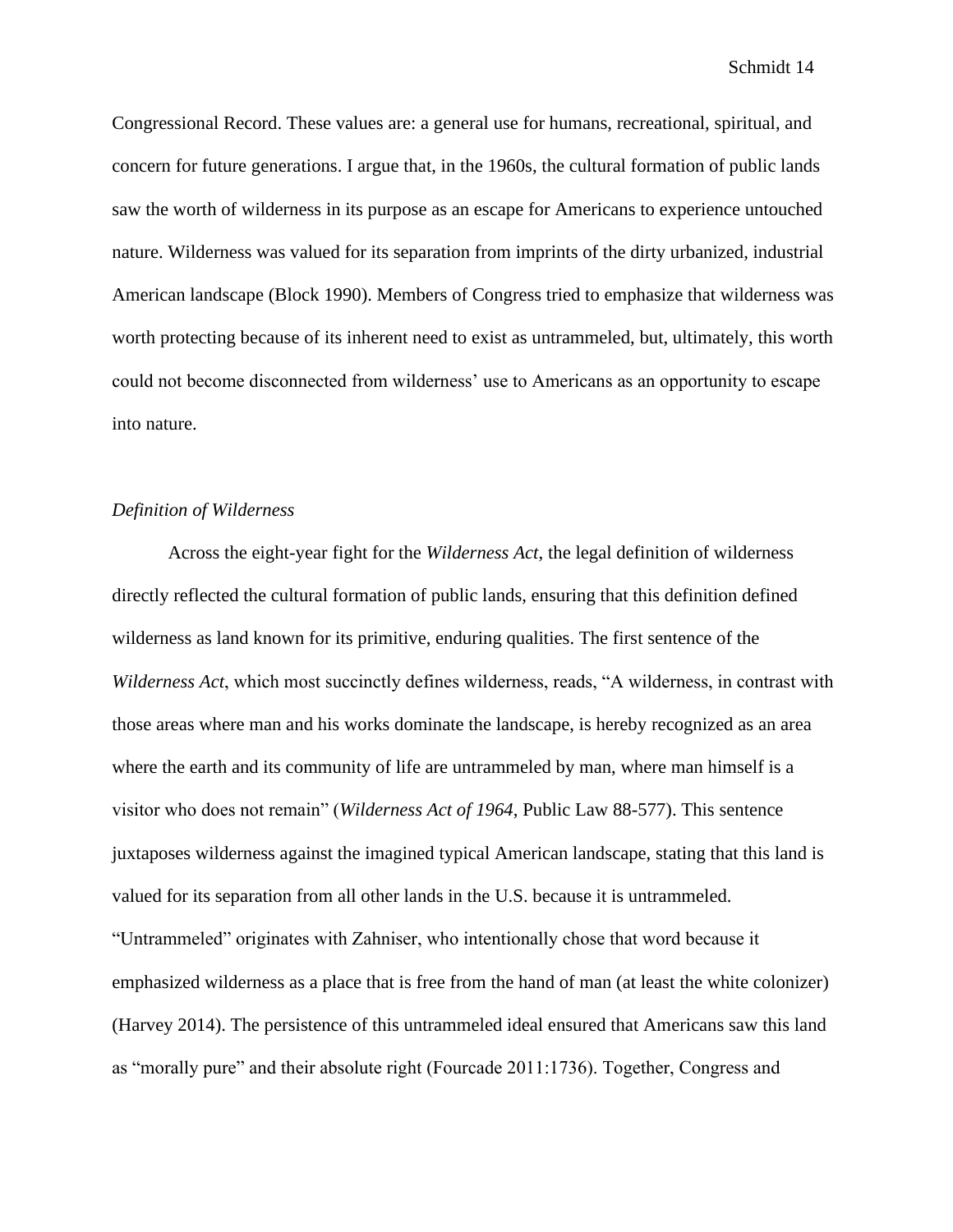Congressional Record. These values are: a general use for humans, recreational, spiritual, and concern for future generations. I argue that, in the 1960s, the cultural formation of public lands saw the worth of wilderness in its purpose as an escape for Americans to experience untouched nature. Wilderness was valued for its separation from imprints of the dirty urbanized, industrial American landscape (Block 1990). Members of Congress tried to emphasize that wilderness was worth protecting because of its inherent need to exist as untrammeled, but, ultimately, this worth could not become disconnected from wilderness' use to Americans as an opportunity to escape into nature.

*Definition of Wilderness*

Across the eight-year fight for the *Wilderness Act*, the legal definition of wilderness directly reflected the cultural formation of public lands, ensuring that this definition defined wilderness as land known for its primitive, enduring qualities. The first sentence of the *Wilderness Act*, which most succinctly defines wilderness, reads, "A wilderness, in contrast with those areas where man and his works dominate the landscape, is hereby recognized as an area where the earth and its community of life are untrammeled by man, where man himself is a visitor who does not remain" (*Wilderness Act of 1964*, Public Law 88-577). This sentence juxtaposes wilderness against the imagined typical American landscape, stating that this land is valued for its separation from all other lands in the U.S. because it is untrammeled. "Untrammeled" originates with Zahniser, who intentionally chose that word because it emphasized wilderness as a place that is free from the hand of man (at least the white colonizer) (Harvey 2014). The persistence of this untrammeled ideal ensured that Americans saw this land as "morally pure" and their absolute right (Fourcade 2011:1736). Together, Congress and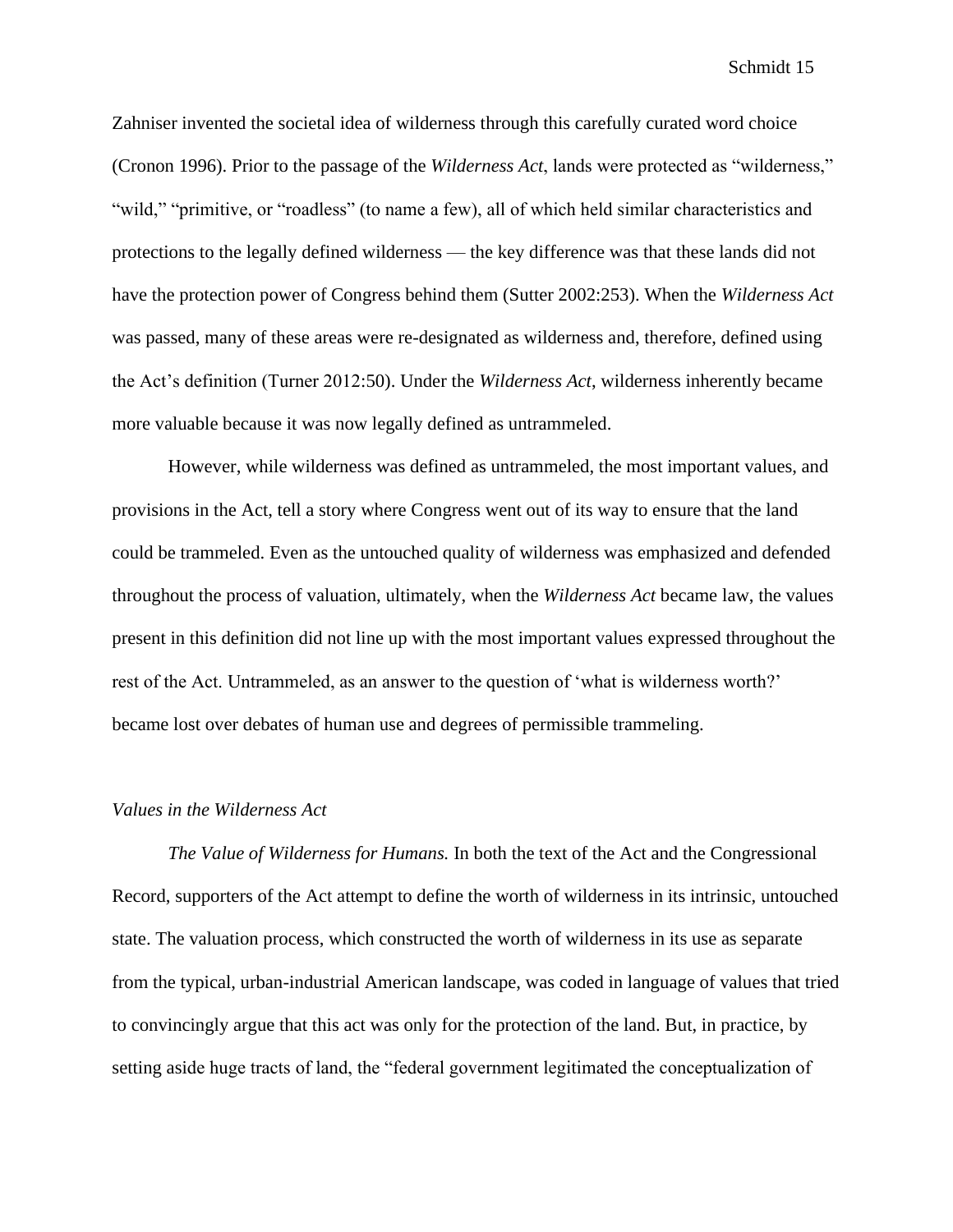Zahniser invented the societal idea of wilderness through this carefully curated word choice (Cronon 1996). Prior to the passage of the *Wilderness Act*, lands were protected as "wilderness," "wild," "primitive, or "roadless" (to name a few), all of which held similar characteristics and protections to the legally defined wilderness — the key difference was that these lands did not have the protection power of Congress behind them (Sutter 2002:253). When the *Wilderness Act* was passed, many of these areas were re-designated as wilderness and, therefore, defined using the Act's definition (Turner 2012:50). Under the *Wilderness Act*, wilderness inherently became more valuable because it was now legally defined as untrammeled.

However, while wilderness was defined as untrammeled, the most important values, and provisions in the Act, tell a story where Congress went out of its way to ensure that the land could be trammeled. Even as the untouched quality of wilderness was emphasized and defended throughout the process of valuation, ultimately, when the *Wilderness Act* became law, the values present in this definition did not line up with the most important values expressed throughout the rest of the Act. Untrammeled, as an answer to the question of 'what is wilderness worth?' became lost over debates of human use and degrees of permissible trammeling.

### *Values in the Wilderness Act*

*The Value of Wilderness for Humans.* In both the text of the Act and the Congressional Record, supporters of the Act attempt to define the worth of wilderness in its intrinsic, untouched state. The valuation process, which constructed the worth of wilderness in its use as separate from the typical, urban-industrial American landscape, was coded in language of values that tried to convincingly argue that this act was only for the protection of the land. But, in practice, by setting aside huge tracts of land, the "federal government legitimated the conceptualization of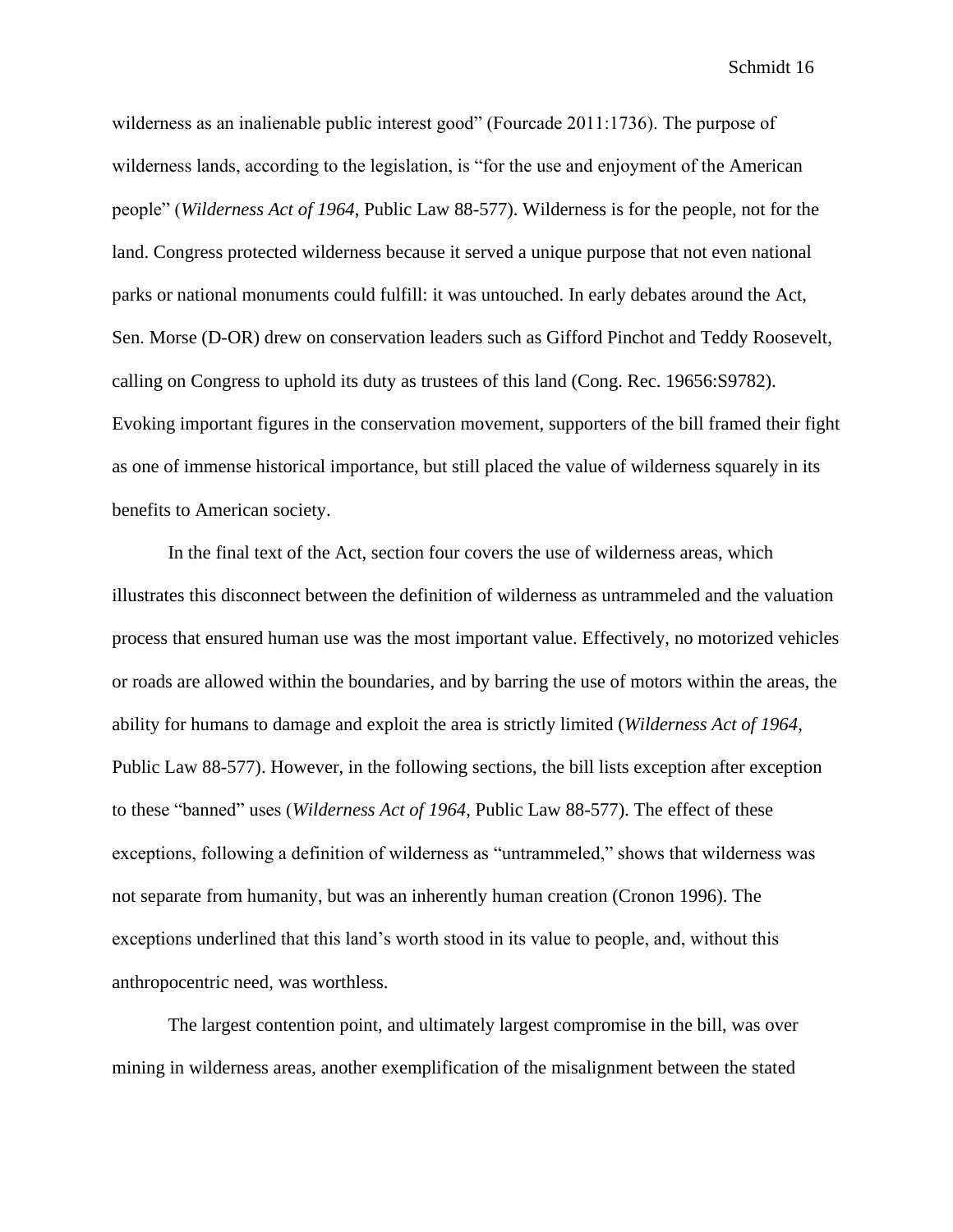wilderness as an inalienable public interest good" (Fourcade 2011:1736). The purpose of wilderness lands, according to the legislation, is "for the use and enjoyment of the American people" (*Wilderness Act of 1964*, Public Law 88-577). Wilderness is for the people, not for the land. Congress protected wilderness because it served a unique purpose that not even national parks or national monuments could fulfill: it was untouched. In early debates around the Act, Sen. Morse (D-OR) drew on conservation leaders such as Gifford Pinchot and Teddy Roosevelt, calling on Congress to uphold its duty as trustees of this land (Cong. Rec. 19656:S9782). Evoking important figures in the conservation movement, supporters of the bill framed their fight as one of immense historical importance, but still placed the value of wilderness squarely in its benefits to American society.

In the final text of the Act, section four covers the use of wilderness areas, which illustrates this disconnect between the definition of wilderness as untrammeled and the valuation process that ensured human use was the most important value. Effectively, no motorized vehicles or roads are allowed within the boundaries, and by barring the use of motors within the areas, the ability for humans to damage and exploit the area is strictly limited (*Wilderness Act of 1964*, Public Law 88-577). However, in the following sections, the bill lists exception after exception to these "banned" uses (*Wilderness Act of 1964*, Public Law 88-577). The effect of these exceptions, following a definition of wilderness as "untrammeled," shows that wilderness was not separate from humanity, but was an inherently human creation (Cronon 1996). The exceptions underlined that this land's worth stood in its value to people, and, without this anthropocentric need, was worthless.

The largest contention point, and ultimately largest compromise in the bill, was over mining in wilderness areas, another exemplification of the misalignment between the stated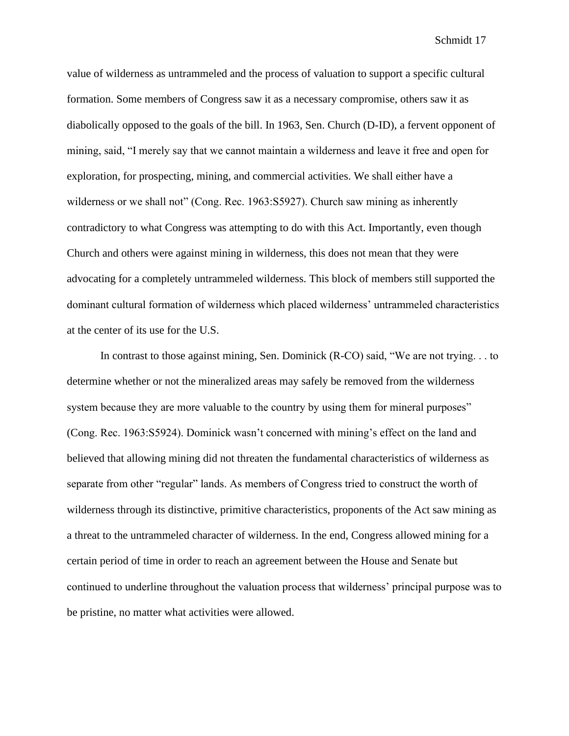value of wilderness as untrammeled and the process of valuation to support a specific cultural formation. Some members of Congress saw it as a necessary compromise, others saw it as diabolically opposed to the goals of the bill. In 1963, Sen. Church (D-ID), a fervent opponent of mining, said, "I merely say that we cannot maintain a wilderness and leave it free and open for exploration, for prospecting, mining, and commercial activities. We shall either have a wilderness or we shall not" (Cong. Rec. 1963:S5927). Church saw mining as inherently contradictory to what Congress was attempting to do with this Act. Importantly, even though Church and others were against mining in wilderness, this does not mean that they were advocating for a completely untrammeled wilderness. This block of members still supported the dominant cultural formation of wilderness which placed wilderness' untrammeled characteristics at the center of its use for the U.S.

In contrast to those against mining, Sen. Dominick (R-CO) said, "We are not trying. . . to determine whether or not the mineralized areas may safely be removed from the wilderness system because they are more valuable to the country by using them for mineral purposes" (Cong. Rec. 1963:S5924). Dominick wasn't concerned with mining's effect on the land and believed that allowing mining did not threaten the fundamental characteristics of wilderness as separate from other "regular" lands. As members of Congress tried to construct the worth of wilderness through its distinctive, primitive characteristics, proponents of the Act saw mining as a threat to the untrammeled character of wilderness. In the end, Congress allowed mining for a certain period of time in order to reach an agreement between the House and Senate but continued to underline throughout the valuation process that wilderness' principal purpose was to be pristine, no matter what activities were allowed.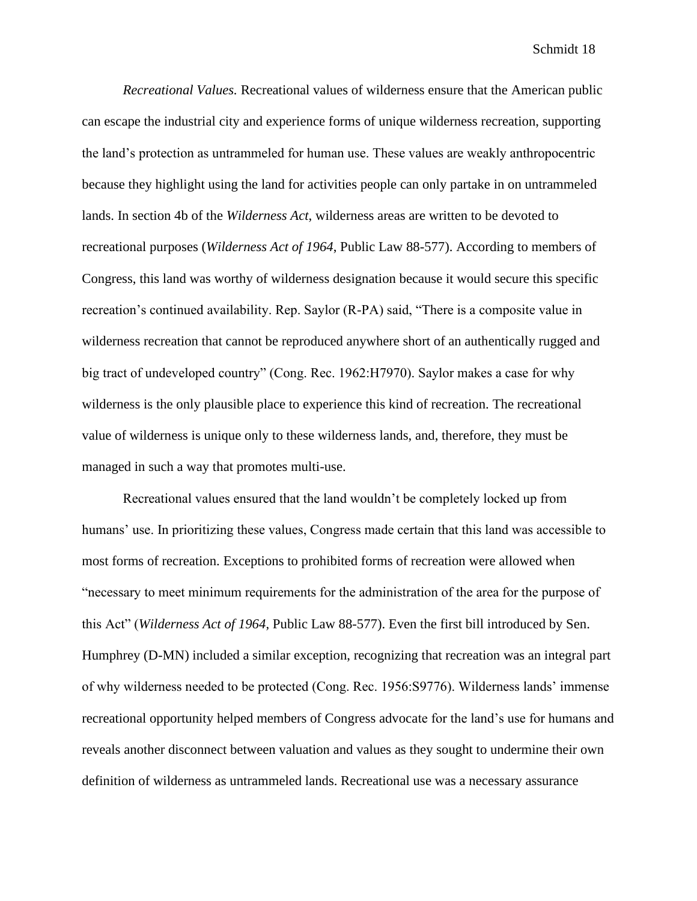*Recreational Values.* Recreational values of wilderness ensure that the American public can escape the industrial city and experience forms of unique wilderness recreation, supporting the land's protection as untrammeled for human use. These values are weakly anthropocentric because they highlight using the land for activities people can only partake in on untrammeled lands. In section 4b of the *Wilderness Act*, wilderness areas are written to be devoted to recreational purposes (*Wilderness Act of 1964*, Public Law 88-577). According to members of Congress, this land was worthy of wilderness designation because it would secure this specific recreation's continued availability. Rep. Saylor (R-PA) said, "There is a composite value in wilderness recreation that cannot be reproduced anywhere short of an authentically rugged and big tract of undeveloped country" (Cong. Rec. 1962:H7970). Saylor makes a case for why wilderness is the only plausible place to experience this kind of recreation. The recreational value of wilderness is unique only to these wilderness lands, and, therefore, they must be managed in such a way that promotes multi-use.

Recreational values ensured that the land wouldn't be completely locked up from humans' use. In prioritizing these values, Congress made certain that this land was accessible to most forms of recreation. Exceptions to prohibited forms of recreation were allowed when "necessary to meet minimum requirements for the administration of the area for the purpose of this Act" (*Wilderness Act of 1964*, Public Law 88-577). Even the first bill introduced by Sen. Humphrey (D-MN) included a similar exception, recognizing that recreation was an integral part of why wilderness needed to be protected (Cong. Rec. 1956:S9776). Wilderness lands' immense recreational opportunity helped members of Congress advocate for the land's use for humans and reveals another disconnect between valuation and values as they sought to undermine their own definition of wilderness as untrammeled lands. Recreational use was a necessary assurance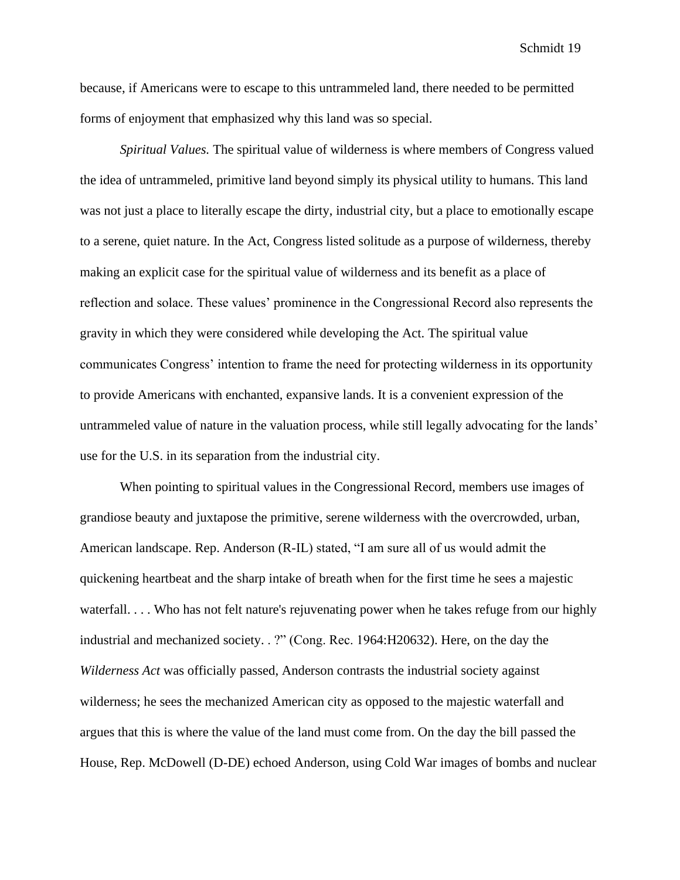because, if Americans were to escape to this untrammeled land, there needed to be permitted forms of enjoyment that emphasized why this land was so special.

*Spiritual Values.* The spiritual value of wilderness is where members of Congress valued the idea of untrammeled, primitive land beyond simply its physical utility to humans. This land was not just a place to literally escape the dirty, industrial city, but a place to emotionally escape to a serene, quiet nature. In the Act, Congress listed solitude as a purpose of wilderness, thereby making an explicit case for the spiritual value of wilderness and its benefit as a place of reflection and solace. These values' prominence in the Congressional Record also represents the gravity in which they were considered while developing the Act. The spiritual value communicates Congress' intention to frame the need for protecting wilderness in its opportunity to provide Americans with enchanted, expansive lands. It is a convenient expression of the untrammeled value of nature in the valuation process, while still legally advocating for the lands' use for the U.S. in its separation from the industrial city.

When pointing to spiritual values in the Congressional Record, members use images of grandiose beauty and juxtapose the primitive, serene wilderness with the overcrowded, urban, American landscape. Rep. Anderson (R-IL) stated, "I am sure all of us would admit the quickening heartbeat and the sharp intake of breath when for the first time he sees a majestic waterfall. . . . Who has not felt nature's rejuvenating power when he takes refuge from our highly industrial and mechanized society. . ?" (Cong. Rec. 1964:H20632). Here, on the day the *Wilderness Act* was officially passed, Anderson contrasts the industrial society against wilderness; he sees the mechanized American city as opposed to the majestic waterfall and argues that this is where the value of the land must come from. On the day the bill passed the House, Rep. McDowell (D-DE) echoed Anderson, using Cold War images of bombs and nuclear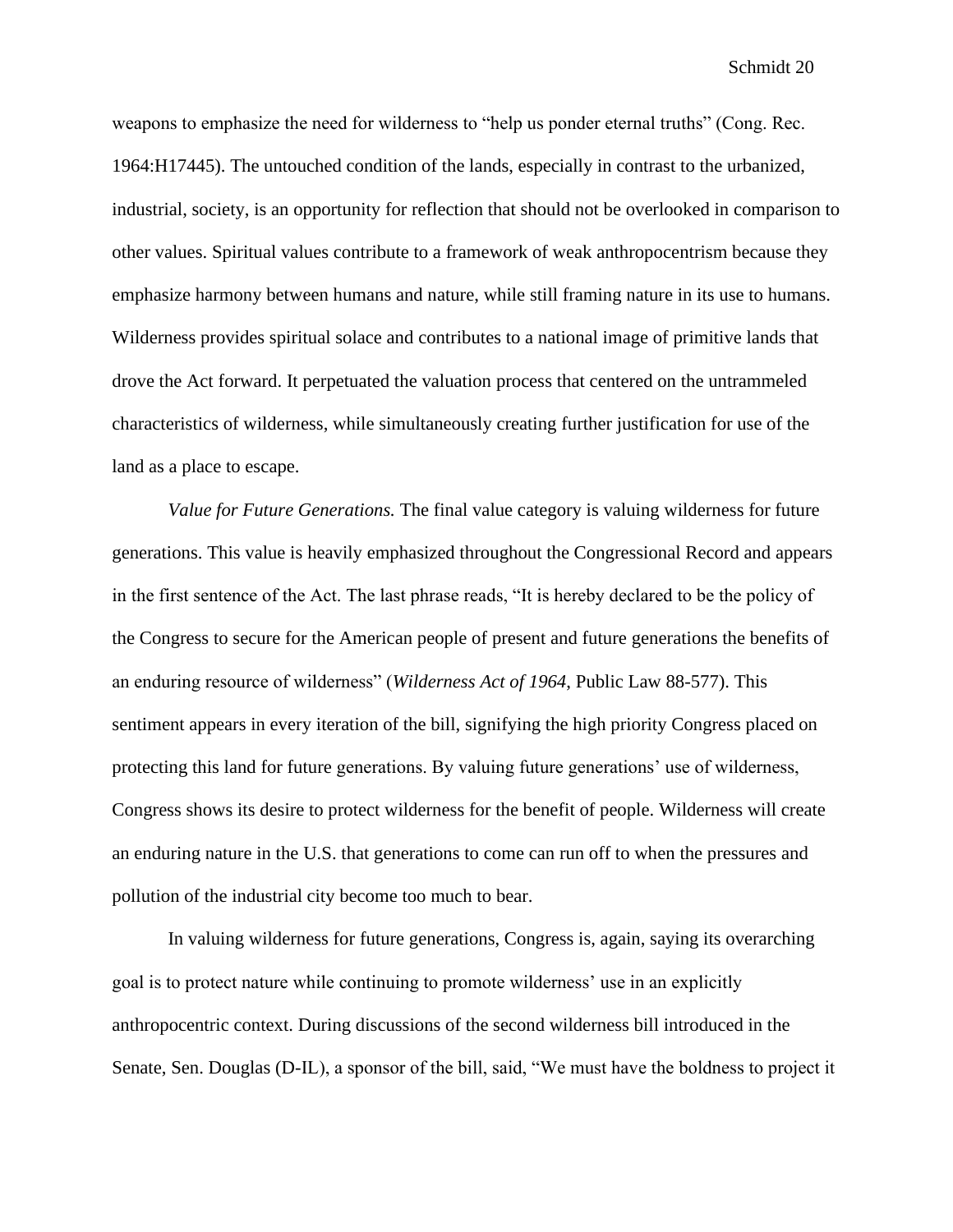weapons to emphasize the need for wilderness to "help us ponder eternal truths" (Cong. Rec. 1964:H17445). The untouched condition of the lands, especially in contrast to the urbanized, industrial, society, is an opportunity for reflection that should not be overlooked in comparison to other values. Spiritual values contribute to a framework of weak anthropocentrism because they emphasize harmony between humans and nature, while still framing nature in its use to humans. Wilderness provides spiritual solace and contributes to a national image of primitive lands that drove the Act forward. It perpetuated the valuation process that centered on the untrammeled characteristics of wilderness, while simultaneously creating further justification for use of the land as a place to escape.

*Value for Future Generations.* The final value category is valuing wilderness for future generations. This value is heavily emphasized throughout the Congressional Record and appears in the first sentence of the Act. The last phrase reads, "It is hereby declared to be the policy of the Congress to secure for the American people of present and future generations the benefits of an enduring resource of wilderness" (*Wilderness Act of 1964*, Public Law 88-577). This sentiment appears in every iteration of the bill, signifying the high priority Congress placed on protecting this land for future generations. By valuing future generations' use of wilderness, Congress shows its desire to protect wilderness for the benefit of people. Wilderness will create an enduring nature in the U.S. that generations to come can run off to when the pressures and pollution of the industrial city become too much to bear.

In valuing wilderness for future generations, Congress is, again, saying its overarching goal is to protect nature while continuing to promote wilderness' use in an explicitly anthropocentric context. During discussions of the second wilderness bill introduced in the Senate, Sen. Douglas (D-IL), a sponsor of the bill, said, "We must have the boldness to project it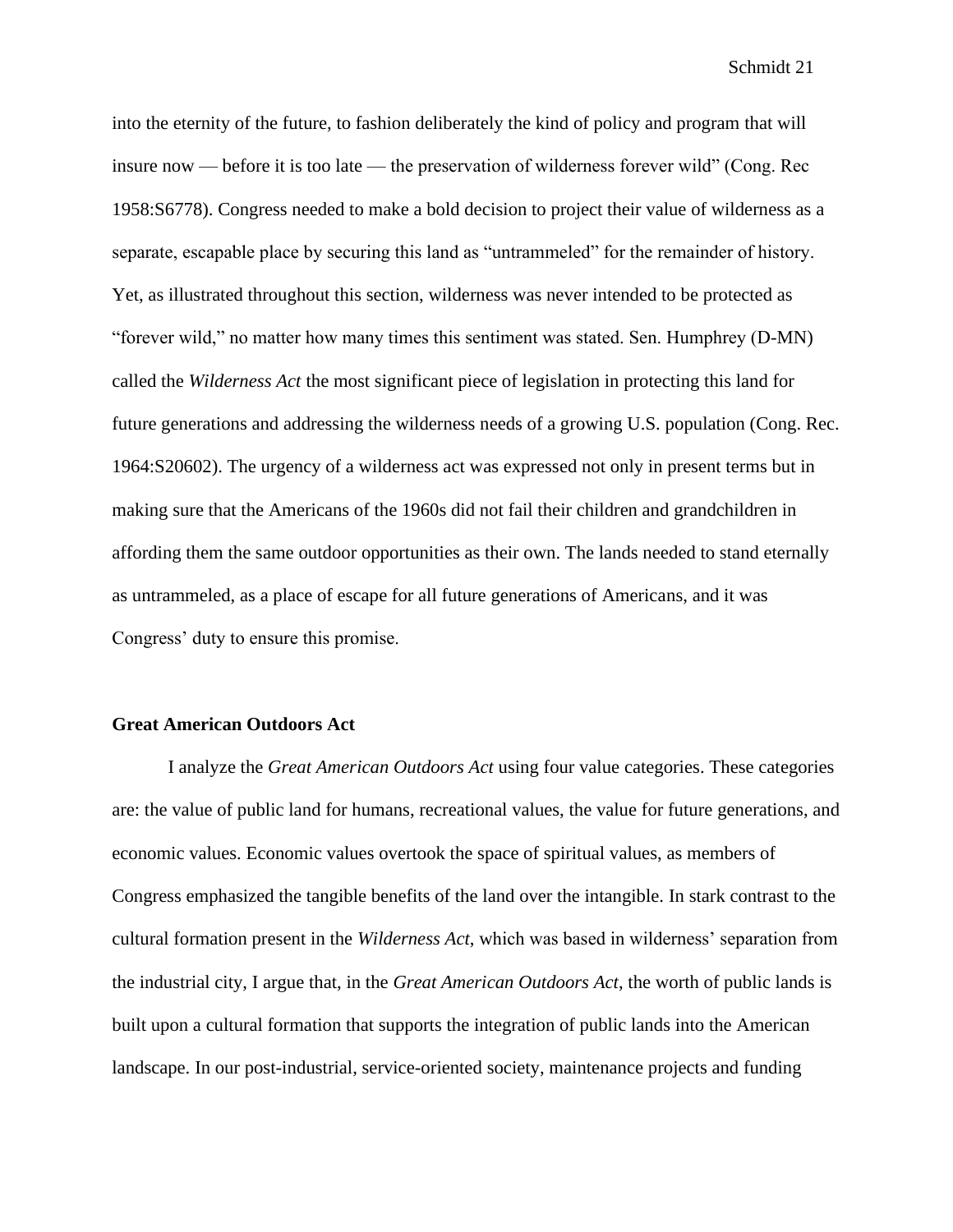into the eternity of the future, to fashion deliberately the kind of policy and program that will insure now — before it is too late — the preservation of wilderness forever wild" (Cong. Rec 1958:S6778). Congress needed to make a bold decision to project their value of wilderness as a separate, escapable place by securing this land as "untrammeled" for the remainder of history. Yet, as illustrated throughout this section, wilderness was never intended to be protected as "forever wild," no matter how many times this sentiment was stated. Sen. Humphrey (D-MN) called the *Wilderness Act* the most significant piece of legislation in protecting this land for future generations and addressing the wilderness needs of a growing U.S. population (Cong. Rec. 1964:S20602). The urgency of a wilderness act was expressed not only in present terms but in making sure that the Americans of the 1960s did not fail their children and grandchildren in affording them the same outdoor opportunities as their own. The lands needed to stand eternally as untrammeled, as a place of escape for all future generations of Americans, and it was Congress' duty to ensure this promise.

**Great American Outdoors Act**

I analyze the *Great American Outdoors Act* using four value categories. These categories are: the value of public land for humans, recreational values, the value for future generations, and economic values. Economic values overtook the space of spiritual values, as members of Congress emphasized the tangible benefits of the land over the intangible. In stark contrast to the cultural formation present in the *Wilderness Act*, which was based in wilderness' separation from the industrial city, I argue that, in the *Great American Outdoors Act*, the worth of public lands is built upon a cultural formation that supports the integration of public lands into the American landscape. In our post-industrial, service-oriented society, maintenance projects and funding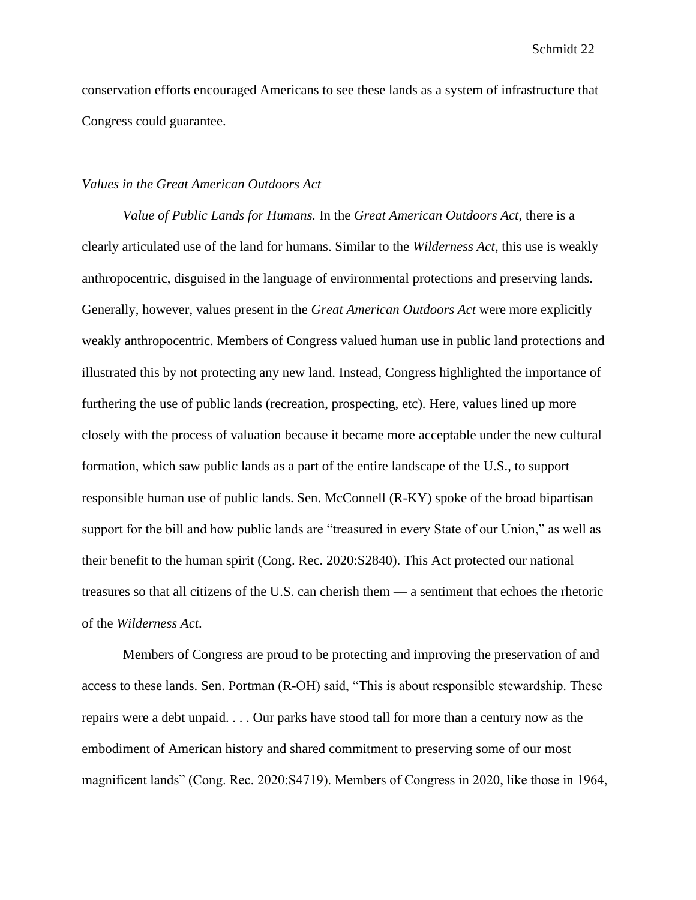conservation efforts encouraged Americans to see these lands as a system of infrastructure that Congress could guarantee.

### *Values in the Great American Outdoors Act*

*Value of Public Lands for Humans.* In the *Great American Outdoors Act*, there is a clearly articulated use of the land for humans. Similar to the *Wilderness Act*, this use is weakly anthropocentric, disguised in the language of environmental protections and preserving lands. Generally, however, values present in the *Great American Outdoors Act* were more explicitly weakly anthropocentric. Members of Congress valued human use in public land protections and illustrated this by not protecting any new land. Instead, Congress highlighted the importance of furthering the use of public lands (recreation, prospecting, etc). Here, values lined up more closely with the process of valuation because it became more acceptable under the new cultural formation, which saw public lands as a part of the entire landscape of the U.S., to support responsible human use of public lands. Sen. McConnell (R-KY) spoke of the broad bipartisan support for the bill and how public lands are "treasured in every State of our Union," as well as their benefit to the human spirit (Cong. Rec. 2020:S2840). This Act protected our national treasures so that all citizens of the U.S. can cherish them — a sentiment that echoes the rhetoric of the *Wilderness Act*.

Members of Congress are proud to be protecting and improving the preservation of and access to these lands. Sen. Portman (R-OH) said, "This is about responsible stewardship. These repairs were a debt unpaid. . . . Our parks have stood tall for more than a century now as the embodiment of American history and shared commitment to preserving some of our most magnificent lands" (Cong. Rec. 2020:S4719). Members of Congress in 2020, like those in 1964,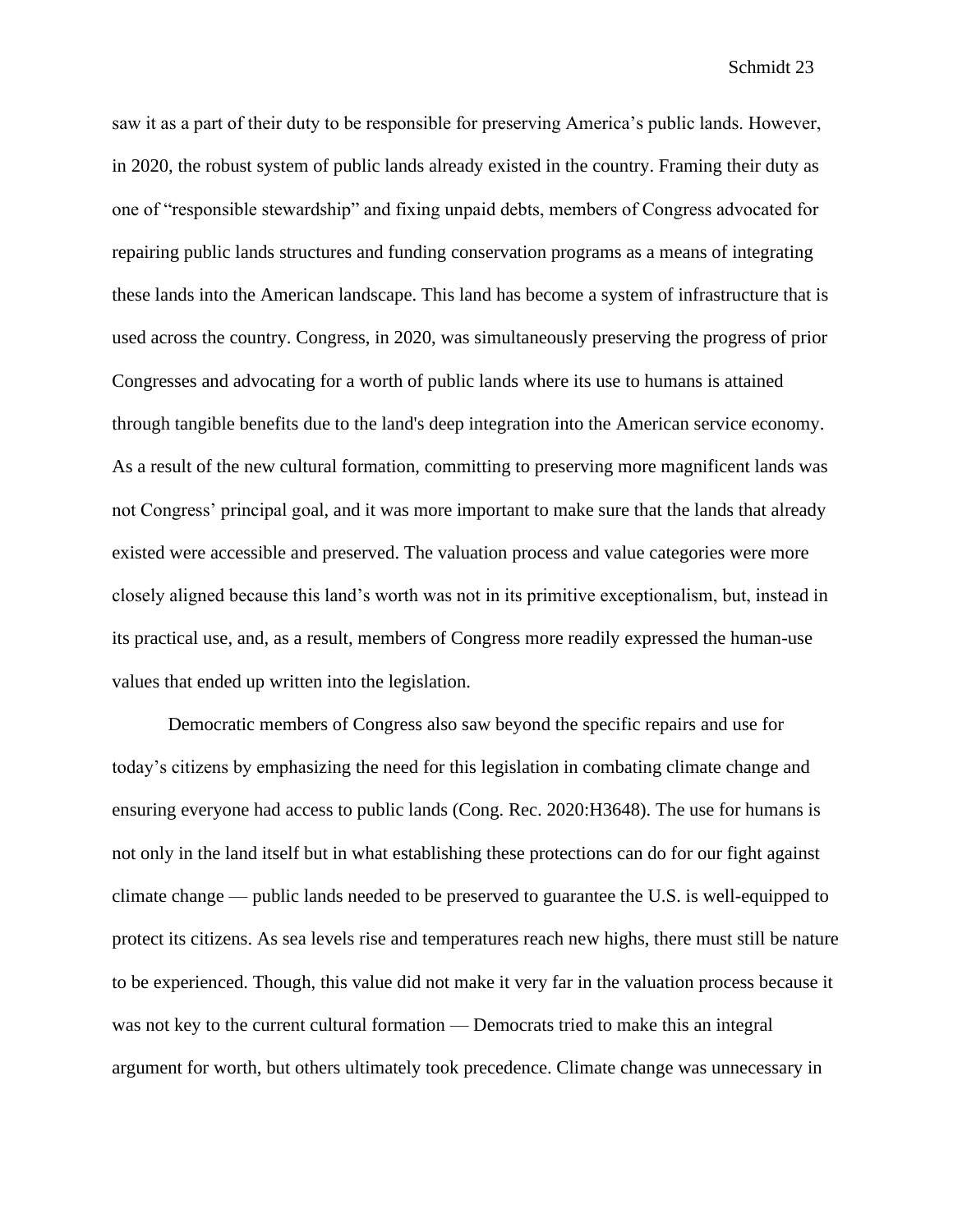saw it as a part of their duty to be responsible for preserving America's public lands. However, in 2020, the robust system of public lands already existed in the country. Framing their duty as one of "responsible stewardship" and fixing unpaid debts, members of Congress advocated for repairing public lands structures and funding conservation programs as a means of integrating these lands into the American landscape. This land has become a system of infrastructure that is used across the country. Congress, in 2020, was simultaneously preserving the progress of prior Congresses and advocating for a worth of public lands where its use to humans is attained through tangible benefits due to the land's deep integration into the American service economy. As a result of the new cultural formation, committing to preserving more magnificent lands was not Congress' principal goal, and it was more important to make sure that the lands that already existed were accessible and preserved. The valuation process and value categories were more closely aligned because this land's worth was not in its primitive exceptionalism, but, instead in its practical use, and, as a result, members of Congress more readily expressed the human-use values that ended up written into the legislation.

Democratic members of Congress also saw beyond the specific repairs and use for today's citizens by emphasizing the need for this legislation in combating climate change and ensuring everyone had access to public lands (Cong. Rec. 2020:H3648). The use for humans is not only in the land itself but in what establishing these protections can do for our fight against climate change — public lands needed to be preserved to guarantee the U.S. is well-equipped to protect its citizens. As sea levels rise and temperatures reach new highs, there must still be nature to be experienced. Though, this value did not make it very far in the valuation process because it was not key to the current cultural formation — Democrats tried to make this an integral argument for worth, but others ultimately took precedence. Climate change was unnecessary in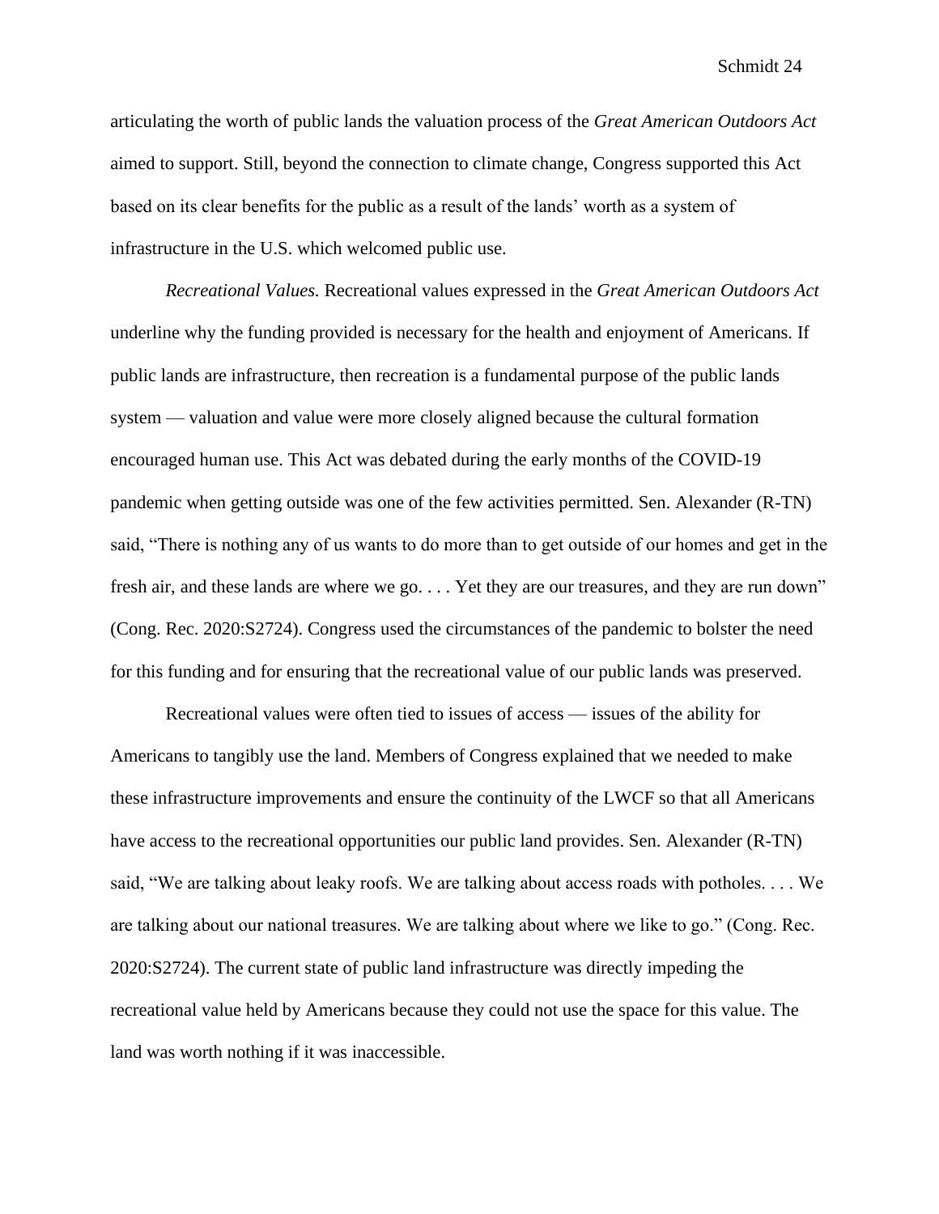articulating the worth of public lands the valuation process of the *Great American Outdoors Act* aimed to support. Still, beyond the connection to climate change, Congress supported this Act based on its clear benefits for the public as a result of the lands' worth as a system of infrastructure in the U.S. which welcomed public use.

*Recreational Values.* Recreational values expressed in the *Great American Outdoors Act* underline why the funding provided is necessary for the health and enjoyment of Americans. If public lands are infrastructure, then recreation is a fundamental purpose of the public lands system — valuation and value were more closely aligned because the cultural formation encouraged human use. This Act was debated during the early months of the COVID-19 pandemic when getting outside was one of the few activities permitted. Sen. Alexander (R-TN) said, "There is nothing any of us wants to do more than to get outside of our homes and get in the fresh air, and these lands are where we go. . . . Yet they are our treasures, and they are run down" (Cong. Rec. 2020:S2724). Congress used the circumstances of the pandemic to bolster the need for this funding and for ensuring that the recreational value of our public lands was preserved.

Recreational values were often tied to issues of access — issues of the ability for Americans to tangibly use the land. Members of Congress explained that we needed to make these infrastructure improvements and ensure the continuity of the LWCF so that all Americans have access to the recreational opportunities our public land provides. Sen. Alexander (R-TN) said, "We are talking about leaky roofs. We are talking about access roads with potholes. . . . We are talking about our national treasures. We are talking about where we like to go." (Cong. Rec. 2020:S2724). The current state of public land infrastructure was directly impeding the recreational value held by Americans because they could not use the space for this value. The land was worth nothing if it was inaccessible.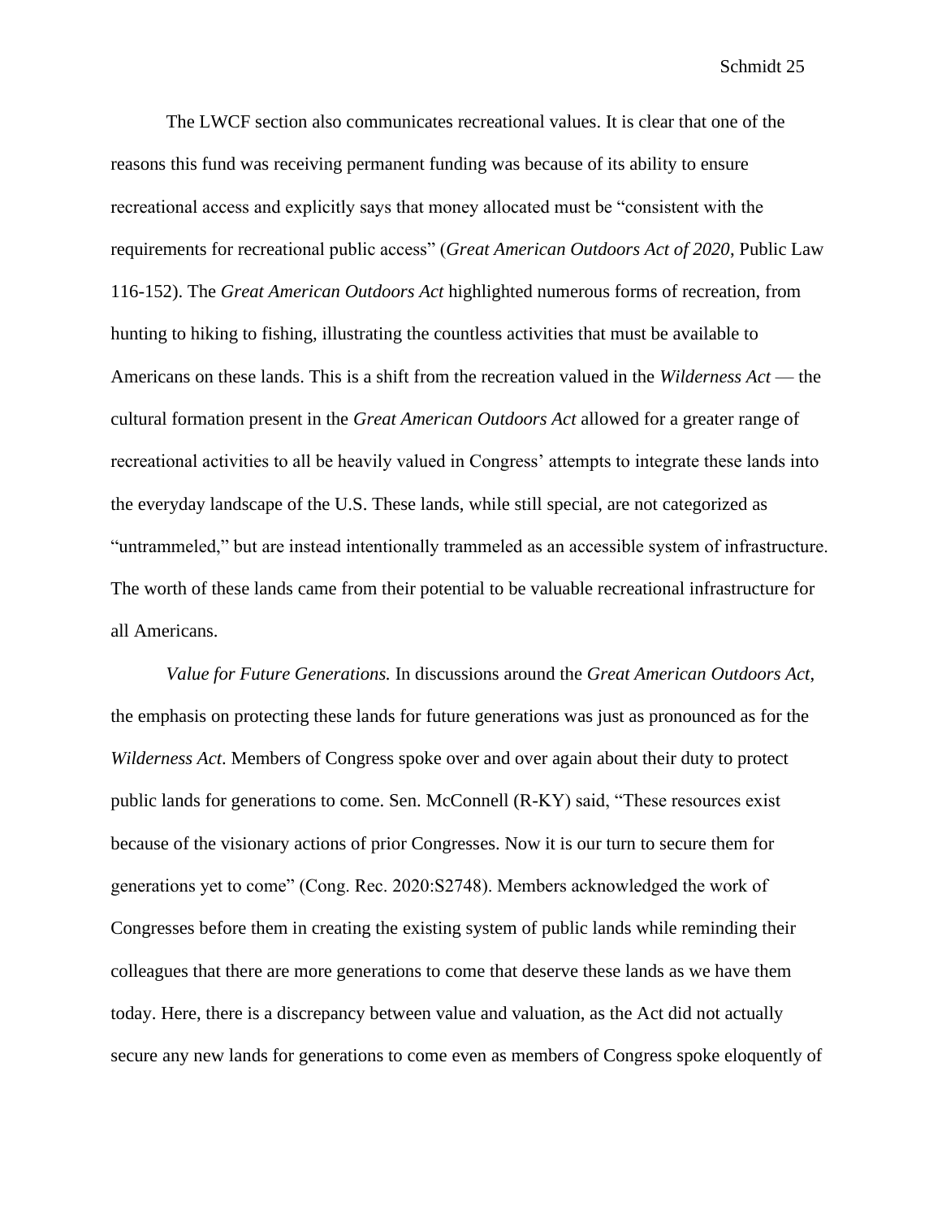The LWCF section also communicates recreational values. It is clear that one of the reasons this fund was receiving permanent funding was because of its ability to ensure recreational access and explicitly says that money allocated must be "consistent with the requirements for recreational public access" (*Great American Outdoors Act of 2020*, Public Law 116-152). The *Great American Outdoors Act* highlighted numerous forms of recreation, from hunting to hiking to fishing, illustrating the countless activities that must be available to Americans on these lands. This is a shift from the recreation valued in the *Wilderness Act* — the cultural formation present in the *Great American Outdoors Act* allowed for a greater range of recreational activities to all be heavily valued in Congress' attempts to integrate these lands into the everyday landscape of the U.S. These lands, while still special, are not categorized as "untrammeled," but are instead intentionally trammeled as an accessible system of infrastructure. The worth of these lands came from their potential to be valuable recreational infrastructure for all Americans.

*Value for Future Generations.* In discussions around the *Great American Outdoors Act*, the emphasis on protecting these lands for future generations was just as pronounced as for the *Wilderness Act*. Members of Congress spoke over and over again about their duty to protect public lands for generations to come. Sen. McConnell (R-KY) said, "These resources exist because of the visionary actions of prior Congresses. Now it is our turn to secure them for generations yet to come" (Cong. Rec. 2020:S2748). Members acknowledged the work of Congresses before them in creating the existing system of public lands while reminding their colleagues that there are more generations to come that deserve these lands as we have them today. Here, there is a discrepancy between value and valuation, as the Act did not actually secure any new lands for generations to come even as members of Congress spoke eloquently of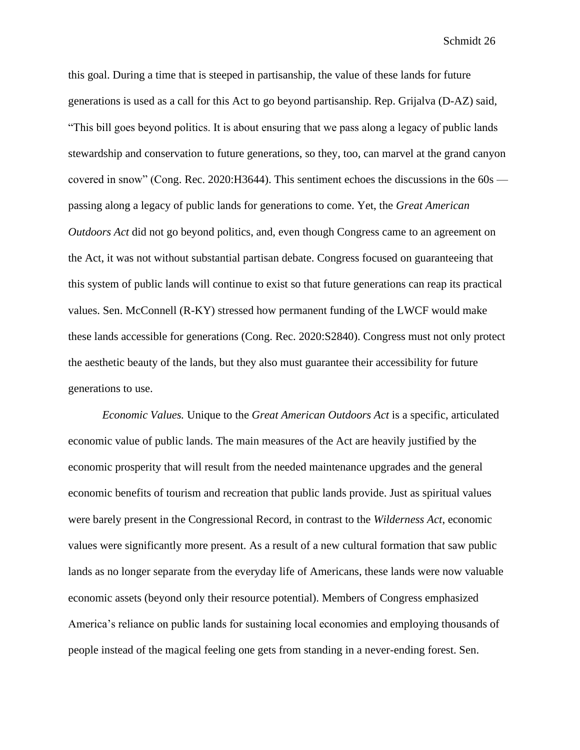this goal. During a time that is steeped in partisanship, the value of these lands for future generations is used as a call for this Act to go beyond partisanship. Rep. Grijalva (D-AZ) said, "This bill goes beyond politics. It is about ensuring that we pass along a legacy of public lands stewardship and conservation to future generations, so they, too, can marvel at the grand canyon covered in snow" (Cong. Rec. 2020:H3644). This sentiment echoes the discussions in the 60s — passing along a legacy of public lands for generations to come. Yet, the *Great American Outdoors Act* did not go beyond politics, and, even though Congress came to an agreement on the Act, it was not without substantial partisan debate. Congress focused on guaranteeing that this system of public lands will continue to exist so that future generations can reap its practical values. Sen. McConnell (R-KY) stressed how permanent funding of the LWCF would make these lands accessible for generations (Cong. Rec. 2020:S2840). Congress must not only protect the aesthetic beauty of the lands, but they also must guarantee their accessibility for future generations to use.

*Economic Values.* Unique to the *Great American Outdoors Act* is a specific, articulated economic value of public lands. The main measures of the Act are heavily justified by the economic prosperity that will result from the needed maintenance upgrades and the general economic benefits of tourism and recreation that public lands provide. Just as spiritual values were barely present in the Congressional Record, in contrast to the *Wilderness Act*, economic values were significantly more present. As a result of a new cultural formation that saw public lands as no longer separate from the everyday life of Americans, these lands were now valuable economic assets (beyond only their resource potential). Members of Congress emphasized America's reliance on public lands for sustaining local economies and employing thousands of people instead of the magical feeling one gets from standing in a never-ending forest. Sen.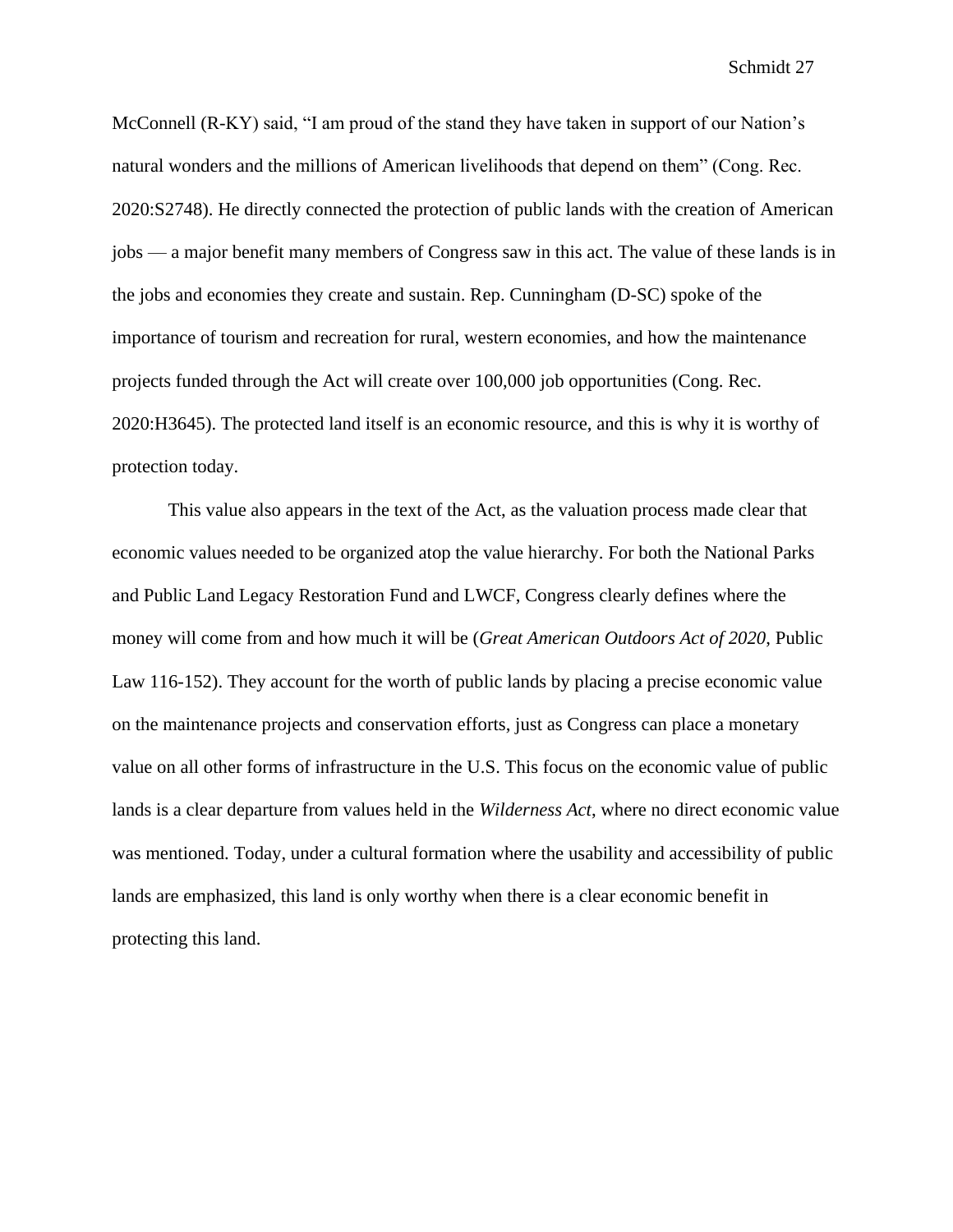McConnell (R-KY) said, "I am proud of the stand they have taken in support of our Nation's natural wonders and the millions of American livelihoods that depend on them" (Cong. Rec. 2020:S2748). He directly connected the protection of public lands with the creation of American jobs — a major benefit many members of Congress saw in this act. The value of these lands is in the jobs and economies they create and sustain. Rep. Cunningham (D-SC) spoke of the importance of tourism and recreation for rural, western economies, and how the maintenance projects funded through the Act will create over 100,000 job opportunities (Cong. Rec. 2020:H3645). The protected land itself is an economic resource, and this is why it is worthy of protection today.

This value also appears in the text of the Act, as the valuation process made clear that economic values needed to be organized atop the value hierarchy. For both the National Parks and Public Land Legacy Restoration Fund and LWCF, Congress clearly defines where the money will come from and how much it will be (*Great American Outdoors Act of 2020*, Public Law 116-152). They account for the worth of public lands by placing a precise economic value on the maintenance projects and conservation efforts, just as Congress can place a monetary value on all other forms of infrastructure in the U.S. This focus on the economic value of public lands is a clear departure from values held in the *Wilderness Act*, where no direct economic value was mentioned. Today, under a cultural formation where the usability and accessibility of public lands are emphasized, this land is only worthy when there is a clear economic benefit in protecting this land.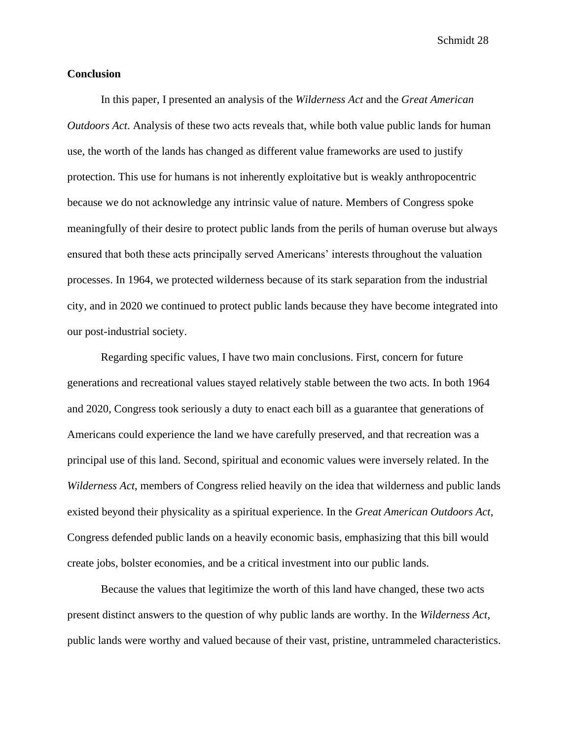**Conclusion**

In this paper, I presented an analysis of the *Wilderness Act* and the *Great American Outdoors Act*. Analysis of these two acts reveals that, while both value public lands for human use, the worth of the lands has changed as different value frameworks are used to justify protection. This use for humans is not inherently exploitative but is weakly anthropocentric because we do not acknowledge any intrinsic value of nature. Members of Congress spoke meaningfully of their desire to protect public lands from the perils of human overuse but always ensured that both these acts principally served Americans' interests throughout the valuation processes. In 1964, we protected wilderness because of its stark separation from the industrial city, and in 2020 we continued to protect public lands because they have become integrated into our post-industrial society.

Regarding specific values, I have two main conclusions. First, concern for future generations and recreational values stayed relatively stable between the two acts. In both 1964 and 2020, Congress took seriously a duty to enact each bill as a guarantee that generations of Americans could experience the land we have carefully preserved, and that recreation was a principal use of this land. Second, spiritual and economic values were inversely related. In the *Wilderness Act*, members of Congress relied heavily on the idea that wilderness and public lands existed beyond their physicality as a spiritual experience. In the *Great American Outdoors Act*, Congress defended public lands on a heavily economic basis, emphasizing that this bill would create jobs, bolster economies, and be a critical investment into our public lands.

Because the values that legitimize the worth of this land have changed, these two acts present distinct answers to the question of why public lands are worthy. In the *Wilderness Act*, public lands were worthy and valued because of their vast, pristine, untrammeled characteristics.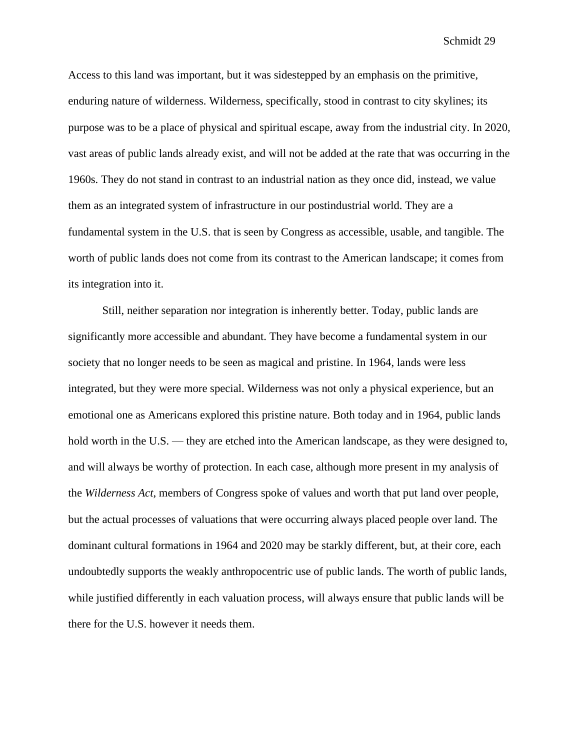Access to this land was important, but it was sidestepped by an emphasis on the primitive, enduring nature of wilderness. Wilderness, specifically, stood in contrast to city skylines; its purpose was to be a place of physical and spiritual escape, away from the industrial city. In 2020, vast areas of public lands already exist, and will not be added at the rate that was occurring in the 1960s. They do not stand in contrast to an industrial nation as they once did, instead, we value them as an integrated system of infrastructure in our postindustrial world. They are a fundamental system in the U.S. that is seen by Congress as accessible, usable, and tangible. The worth of public lands does not come from its contrast to the American landscape; it comes from its integration into it.

Still, neither separation nor integration is inherently better. Today, public lands are significantly more accessible and abundant. They have become a fundamental system in our society that no longer needs to be seen as magical and pristine. In 1964, lands were less integrated, but they were more special. Wilderness was not only a physical experience, but an emotional one as Americans explored this pristine nature. Both today and in 1964, public lands hold worth in the U.S. — they are etched into the American landscape, as they were designed to, and will always be worthy of protection. In each case, although more present in my analysis of the *Wilderness Act*, members of Congress spoke of values and worth that put land over people, but the actual processes of valuations that were occurring always placed people over land. The dominant cultural formations in 1964 and 2020 may be starkly different, but, at their core, each undoubtedly supports the weakly anthropocentric use of public lands. The worth of public lands, while justified differently in each valuation process, will always ensure that public lands will be there for the U.S. however it needs them.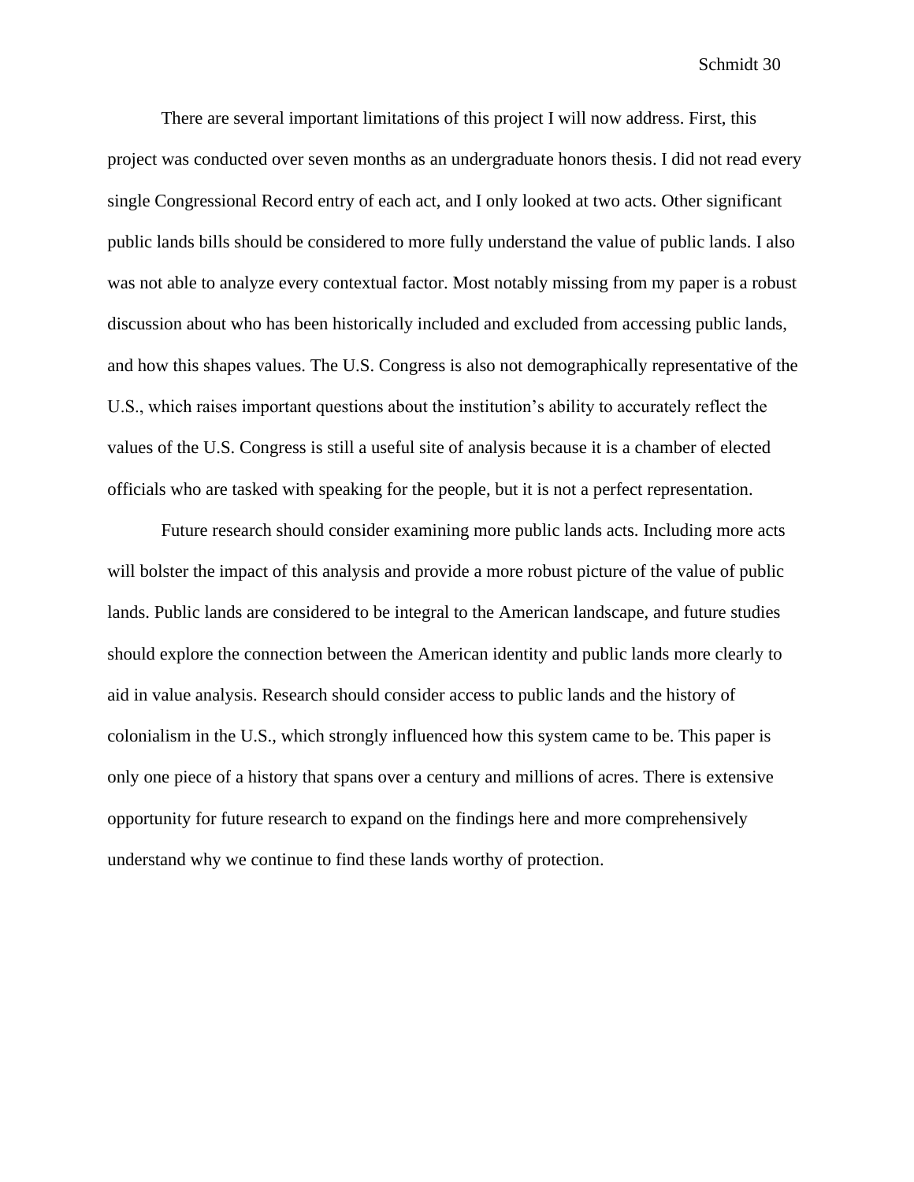There are several important limitations of this project I will now address. First, this project was conducted over seven months as an undergraduate honors thesis. I did not read every single Congressional Record entry of each act, and I only looked at two acts. Other significant public lands bills should be considered to more fully understand the value of public lands. I also was not able to analyze every contextual factor. Most notably missing from my paper is a robust discussion about who has been historically included and excluded from accessing public lands, and how this shapes values. The U.S. Congress is also not demographically representative of the U.S., which raises important questions about the institution's ability to accurately reflect the values of the U.S. Congress is still a useful site of analysis because it is a chamber of elected officials who are tasked with speaking for the people, but it is not a perfect representation.

Future research should consider examining more public lands acts. Including more acts will bolster the impact of this analysis and provide a more robust picture of the value of public lands. Public lands are considered to be integral to the American landscape, and future studies should explore the connection between the American identity and public lands more clearly to aid in value analysis. Research should consider access to public lands and the history of colonialism in the U.S., which strongly influenced how this system came to be. This paper is only one piece of a history that spans over a century and millions of acres. There is extensive opportunity for future research to expand on the findings here and more comprehensively understand why we continue to find these lands worthy of protection.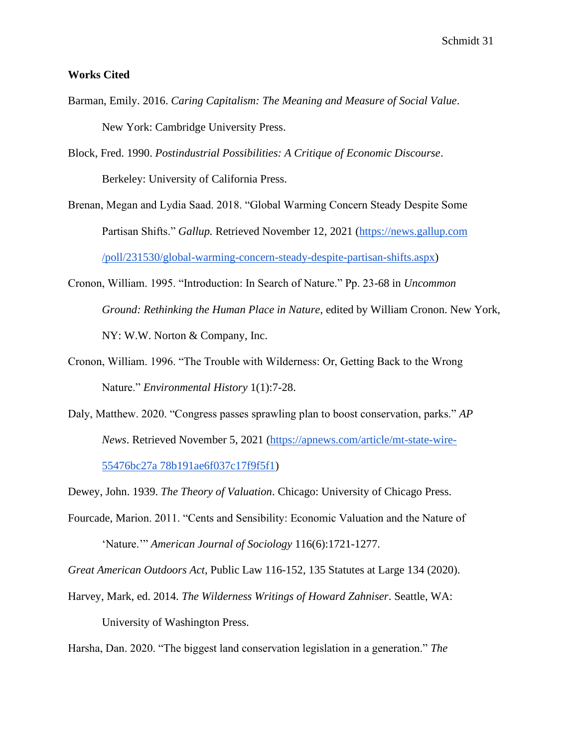**Works Cited**

Barman, Emily. 2016. *Caring Capitalism: The Meaning and Measure of Social Value*. New York: Cambridge University Press.

Block, Fred. 1990. *Postindustrial Possibilities: A Critique of Economic Discourse*. Berkeley: University of California Press.

Brenan, Megan and Lydia Saad. 2018. "Global Warming Concern Steady Despite Some Partisan Shifts." *Gallup.* Retrieved November 12, 2021 (https://news.gallup.com/poll/231530/global-warming-concern-steady-despite-partisan-shifts.aspx)

Cronon, William. 1995. "Introduction: In Search of Nature." Pp. 23-68 in *Uncommon Ground: Rethinking the Human Place in Nature*, edited by William Cronon. New York, NY: W.W. Norton & Company, Inc.

Cronon, William. 1996. "The Trouble with Wilderness: Or, Getting Back to the Wrong Nature." *Environmental History* 1(1):7-28.

Daly, Matthew. 2020. "Congress passes sprawling plan to boost conservation, parks." *AP News*. Retrieved November 5, 2021 (https://apnews.com/article/mt-state-wire-55476bc27a 78b191ae6f037c17f9f5f1)

Dewey, John. 1939. *The Theory of Valuation*. Chicago: University of Chicago Press.

Fourcade, Marion. 2011. "Cents and Sensibility: Economic Valuation and the Nature of 'Nature.'" *American Journal of Sociology* 116(6):1721-1277.

*Great American Outdoors Act*, Public Law 116-152, 135 Statutes at Large 134 (2020).

Harvey, Mark, ed. 2014. *The Wilderness Writings of Howard Zahniser*. Seattle, WA: University of Washington Press.

Harsha, Dan. 2020. "The biggest land conservation legislation in a generation." *The*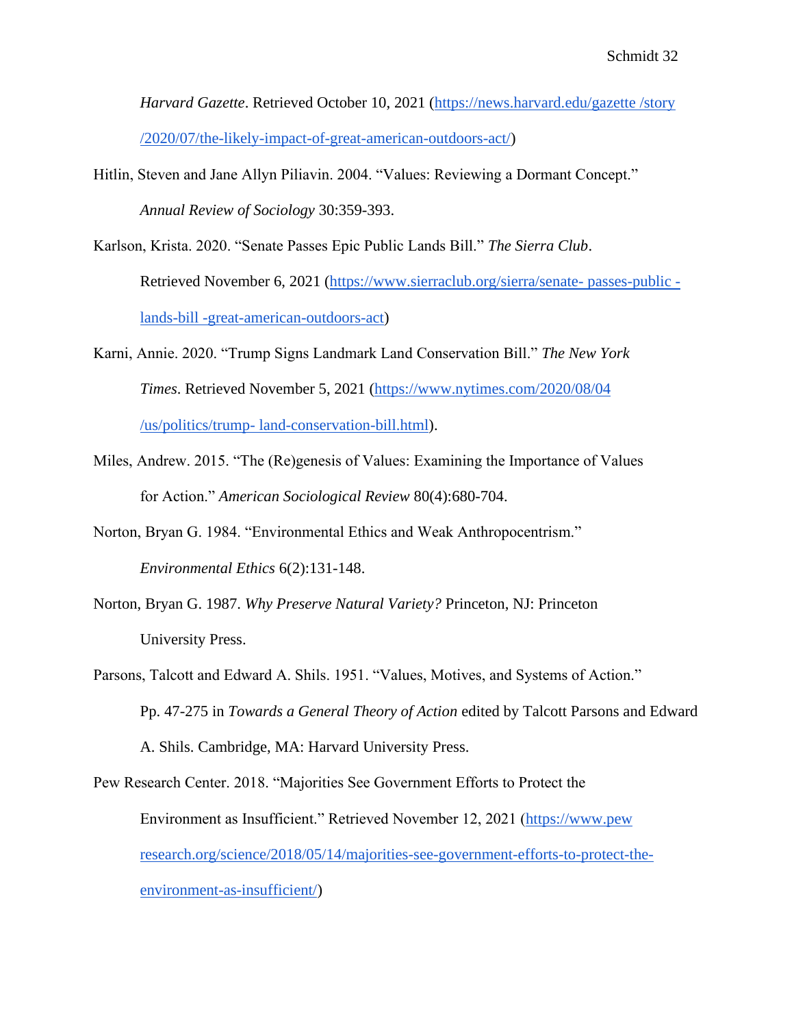*Harvard Gazette*. Retrieved October 10, 2021 (https://news.harvard.edu/gazette /story /2020/07/the-likely-impact-of-great-american-outdoors-act/)

Hitlin, Steven and Jane Allyn Piliavin. 2004. "Values: Reviewing a Dormant Concept." *Annual Review of Sociology* 30:359-393.

Karlson, Krista. 2020. "Senate Passes Epic Public Lands Bill." *The Sierra Club*. Retrieved November 6, 2021 (https://www.sierraclub.org/sierra/senate- passes-public -lands-bill -great-american-outdoors-act)

Karni, Annie. 2020. "Trump Signs Landmark Land Conservation Bill." *The New York Times*. Retrieved November 5, 2021 (https://www.nytimes.com/2020/08/04 /us/politics/trump- land-conservation-bill.html).

Miles, Andrew. 2015. "The (Re)genesis of Values: Examining the Importance of Values for Action." *American Sociological Review* 80(4):680-704.

Norton, Bryan G. 1984. "Environmental Ethics and Weak Anthropocentrism." *Environmental Ethics* 6(2):131-148.

Norton, Bryan G. 1987. *Why Preserve Natural Variety?* Princeton, NJ: Princeton University Press.

Parsons, Talcott and Edward A. Shils. 1951. "Values, Motives, and Systems of Action." Pp. 47-275 in *Towards a General Theory of Action* edited by Talcott Parsons and Edward A. Shils. Cambridge, MA: Harvard University Press.

Pew Research Center. 2018. "Majorities See Government Efforts to Protect the Environment as Insufficient." Retrieved November 12, 2021 (https://www.pewresearch.org/science/2018/05/14/majorities-see-government-efforts-to-protect-the-environment-as-insufficient/)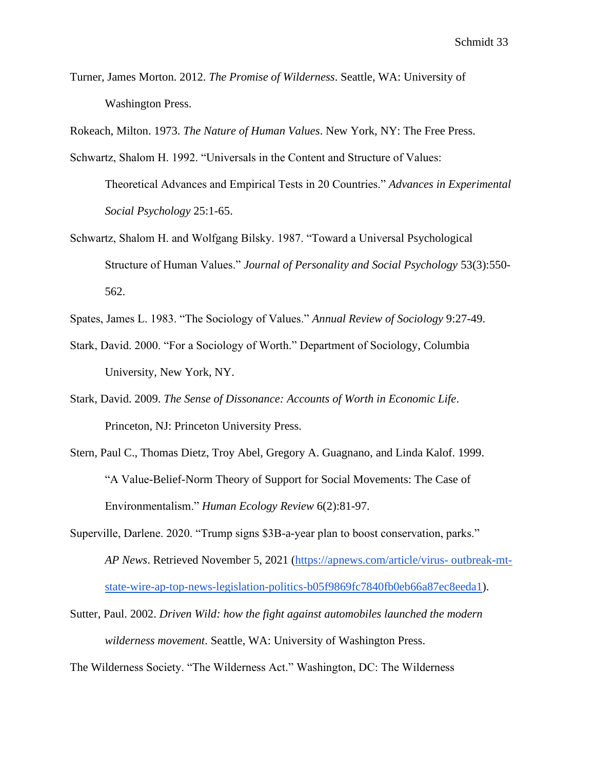Turner, James Morton. 2012. *The Promise of Wilderness*. Seattle, WA: University of Washington Press.

Rokeach, Milton. 1973. *The Nature of Human Values*. New York, NY: The Free Press.

Schwartz, Shalom H. 1992. "Universals in the Content and Structure of Values: Theoretical Advances and Empirical Tests in 20 Countries." *Advances in Experimental Social Psychology* 25:1-65.

Schwartz, Shalom H. and Wolfgang Bilsky. 1987. "Toward a Universal Psychological Structure of Human Values." *Journal of Personality and Social Psychology* 53(3):550-562.

Spates, James L. 1983. "The Sociology of Values." *Annual Review of Sociology* 9:27-49.

Stark, David. 2000. "For a Sociology of Worth." Department of Sociology, Columbia University, New York, NY.

Stark, David. 2009. *The Sense of Dissonance: Accounts of Worth in Economic Life*. Princeton, NJ: Princeton University Press.

Stern, Paul C., Thomas Dietz, Troy Abel, Gregory A. Guagnano, and Linda Kalof. 1999. "A Value-Belief-Norm Theory of Support for Social Movements: The Case of Environmentalism." *Human Ecology Review* 6(2):81-97.

Superville, Darlene. 2020. "Trump signs $3B-a-year plan to boost conservation, parks." *AP News*. Retrieved November 5, 2021 ([https://apnews.com/article/virus- outbreak-mt-state-wire-ap-top-news-legislation-politics-b05f9869fc7840fb0eb66a87ec8eeda1](https://apnews.com/article/virus-outbreak-mt-state-wire-ap-top-news-legislation-politics-b05f9869fc7840fb0eb66a87ec8eeda1)).

Sutter, Paul. 2002. *Driven Wild: how the fight against automobiles launched the modern wilderness movement*. Seattle, WA: University of Washington Press.

The Wilderness Society. "The Wilderness Act." Washington, DC: The Wilderness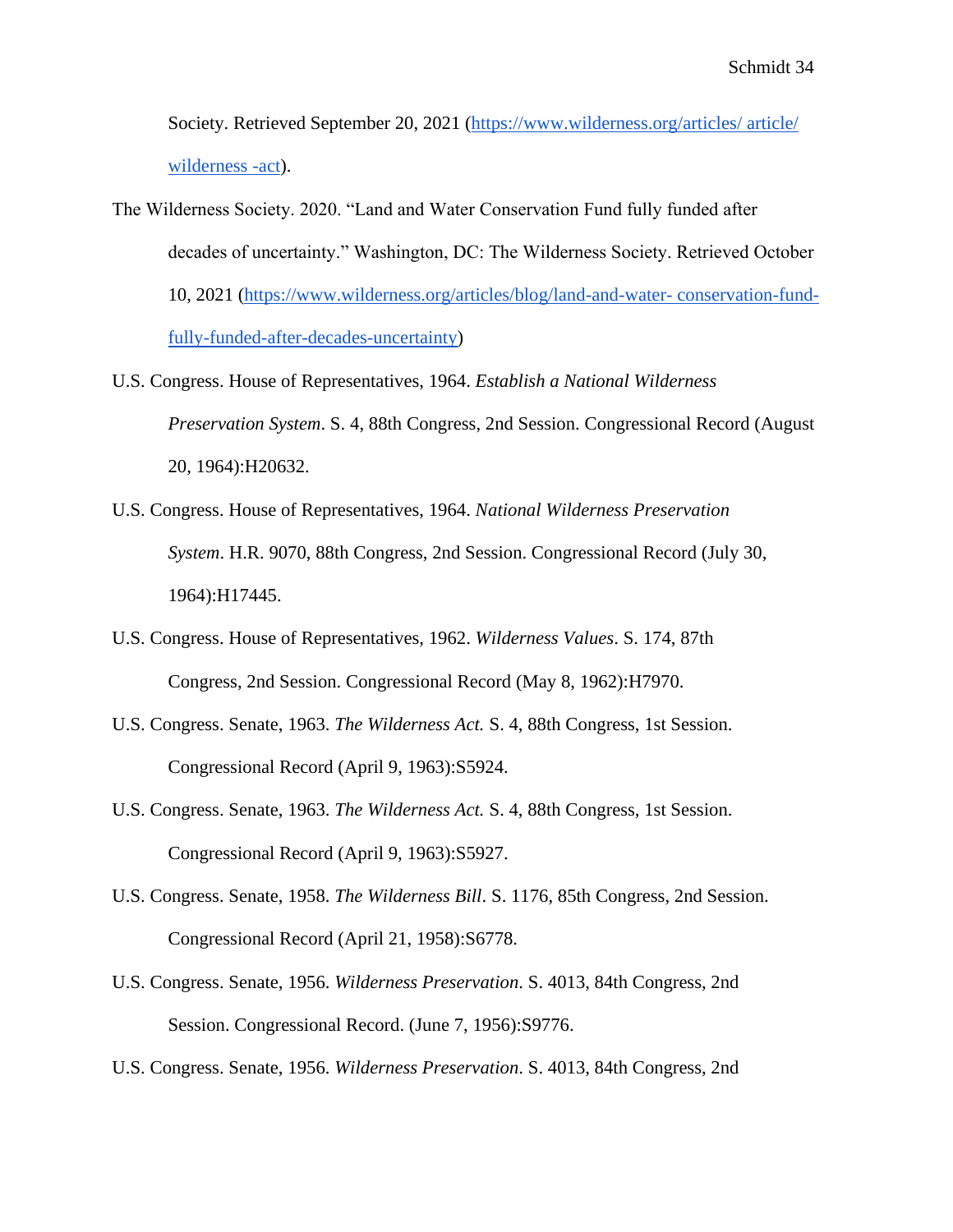Society. Retrieved September 20, 2021 (https://www.wilderness.org/articles/ article/ wilderness -act).

The Wilderness Society. 2020. "Land and Water Conservation Fund fully funded after decades of uncertainty." Washington, DC: The Wilderness Society. Retrieved October 10, 2021 (https://www.wilderness.org/articles/blog/land-and-water- conservation-fund-fully-funded-after-decades-uncertainty)

U.S. Congress. House of Representatives, 1964. *Establish a National Wilderness Preservation System*. S. 4, 88th Congress, 2nd Session. Congressional Record (August 20, 1964):H20632.

U.S. Congress. House of Representatives, 1964. *National Wilderness Preservation System*. H.R. 9070, 88th Congress, 2nd Session. Congressional Record (July 30, 1964):H17445.

U.S. Congress. House of Representatives, 1962. *Wilderness Values*. S. 174, 87th Congress, 2nd Session. Congressional Record (May 8, 1962):H7970.

U.S. Congress. Senate, 1963. *The Wilderness Act.* S. 4, 88th Congress, 1st Session. Congressional Record (April 9, 1963):S5924.

U.S. Congress. Senate, 1963. *The Wilderness Act.* S. 4, 88th Congress, 1st Session. Congressional Record (April 9, 1963):S5927.

U.S. Congress. Senate, 1958. *The Wilderness Bill*. S. 1176, 85th Congress, 2nd Session. Congressional Record (April 21, 1958):S6778.

U.S. Congress. Senate, 1956. *Wilderness Preservation*. S. 4013, 84th Congress, 2nd Session. Congressional Record. (June 7, 1956):S9776.

U.S. Congress. Senate, 1956. *Wilderness Preservation*. S. 4013, 84th Congress, 2nd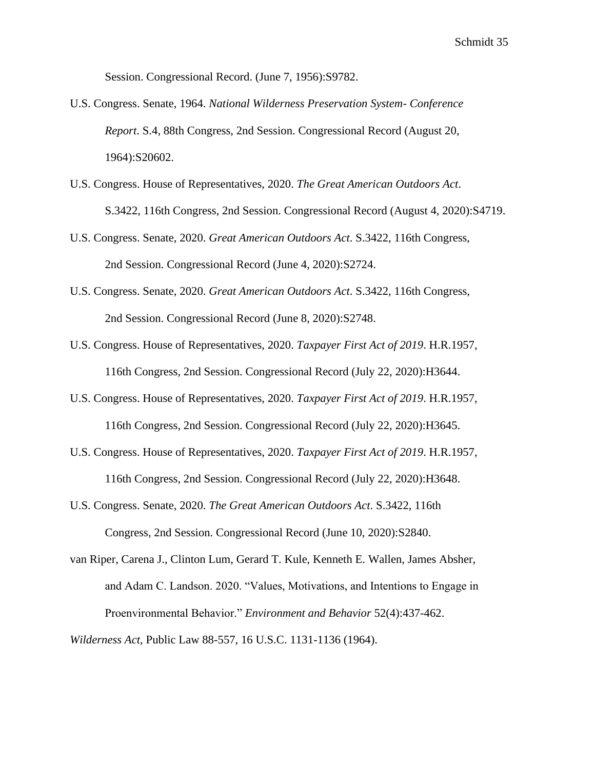Session. Congressional Record. (June 7, 1956):S9782.

U.S. Congress. Senate, 1964. *National Wilderness Preservation System- Conference Report*. S.4, 88th Congress, 2nd Session. Congressional Record (August 20, 1964):S20602.

U.S. Congress. House of Representatives, 2020. *The Great American Outdoors Act*. S.3422, 116th Congress, 2nd Session. Congressional Record (August 4, 2020):S4719.

U.S. Congress. Senate, 2020. *Great American Outdoors Act*. S.3422, 116th Congress, 2nd Session. Congressional Record (June 4, 2020):S2724.

U.S. Congress. Senate, 2020. *Great American Outdoors Act*. S.3422, 116th Congress, 2nd Session. Congressional Record (June 8, 2020):S2748.

U.S. Congress. House of Representatives, 2020. *Taxpayer First Act of 2019*. H.R.1957, 116th Congress, 2nd Session. Congressional Record (July 22, 2020):H3644.

U.S. Congress. House of Representatives, 2020. *Taxpayer First Act of 2019*. H.R.1957, 116th Congress, 2nd Session. Congressional Record (July 22, 2020):H3645.

U.S. Congress. House of Representatives, 2020. *Taxpayer First Act of 2019*. H.R.1957, 116th Congress, 2nd Session. Congressional Record (July 22, 2020):H3648.

U.S. Congress. Senate, 2020. *The Great American Outdoors Act*. S.3422, 116th Congress, 2nd Session. Congressional Record (June 10, 2020):S2840.

van Riper, Carena J., Clinton Lum, Gerard T. Kule, Kenneth E. Wallen, James Absher, and Adam C. Landson. 2020. "Values, Motivations, and Intentions to Engage in Proenvironmental Behavior." *Environment and Behavior* 52(4):437-462.

*Wilderness Act*, Public Law 88-557, 16 U.S.C. 1131-1136 (1964).